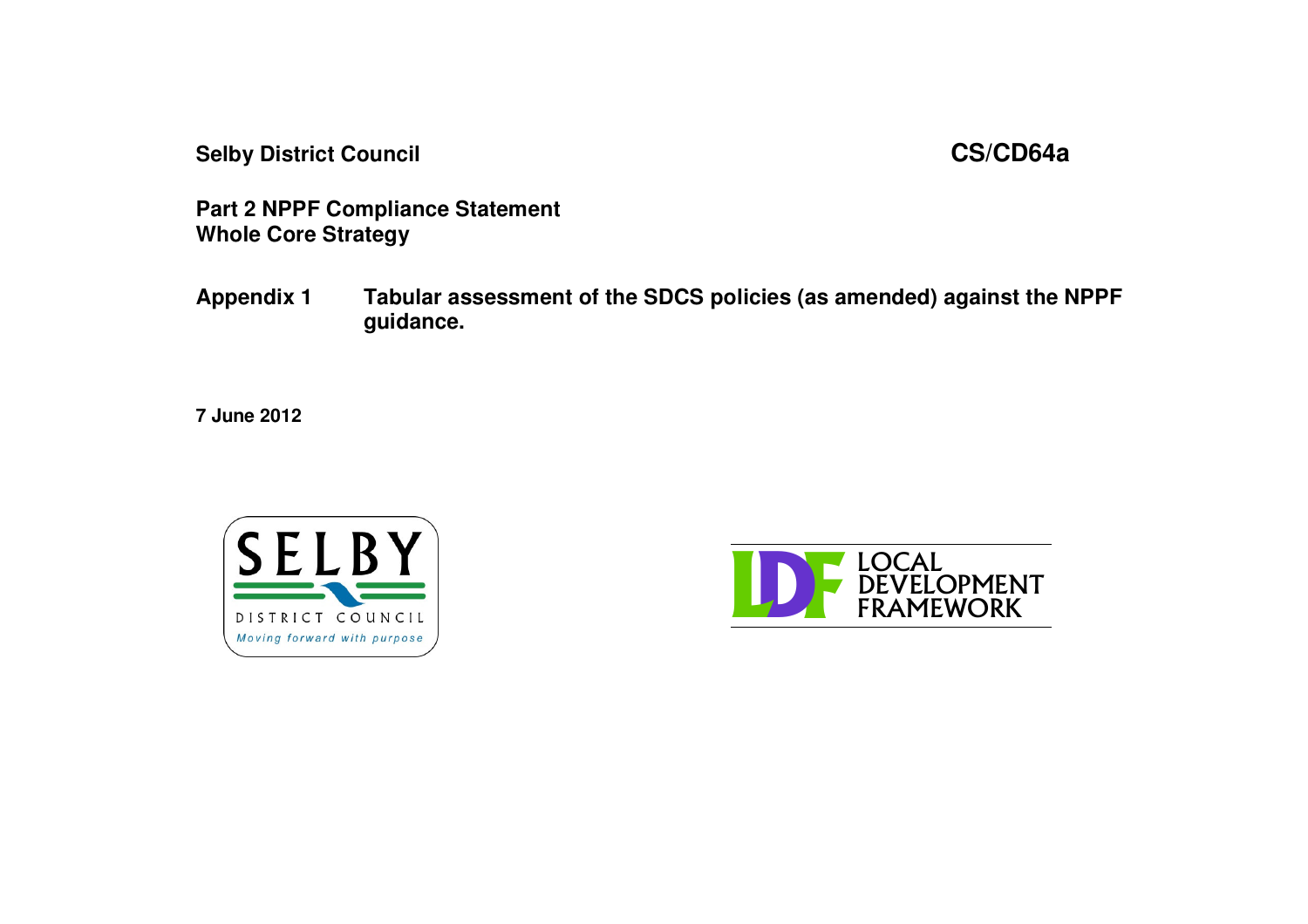**Selby District Council** **CS/CD64a**

**Part 2 NPPF Compliance Statement**
**Whole Core Strategy**

**Appendix 1 Tabular assessment of the SDCS policies (as amended) against the NPPF guidance.**

**7 June 2012**

SELBY
DISTRICT COUNCIL
*Moving forward with purpose*

LDF LOCAL DEVELOPMENT FRAMEWORK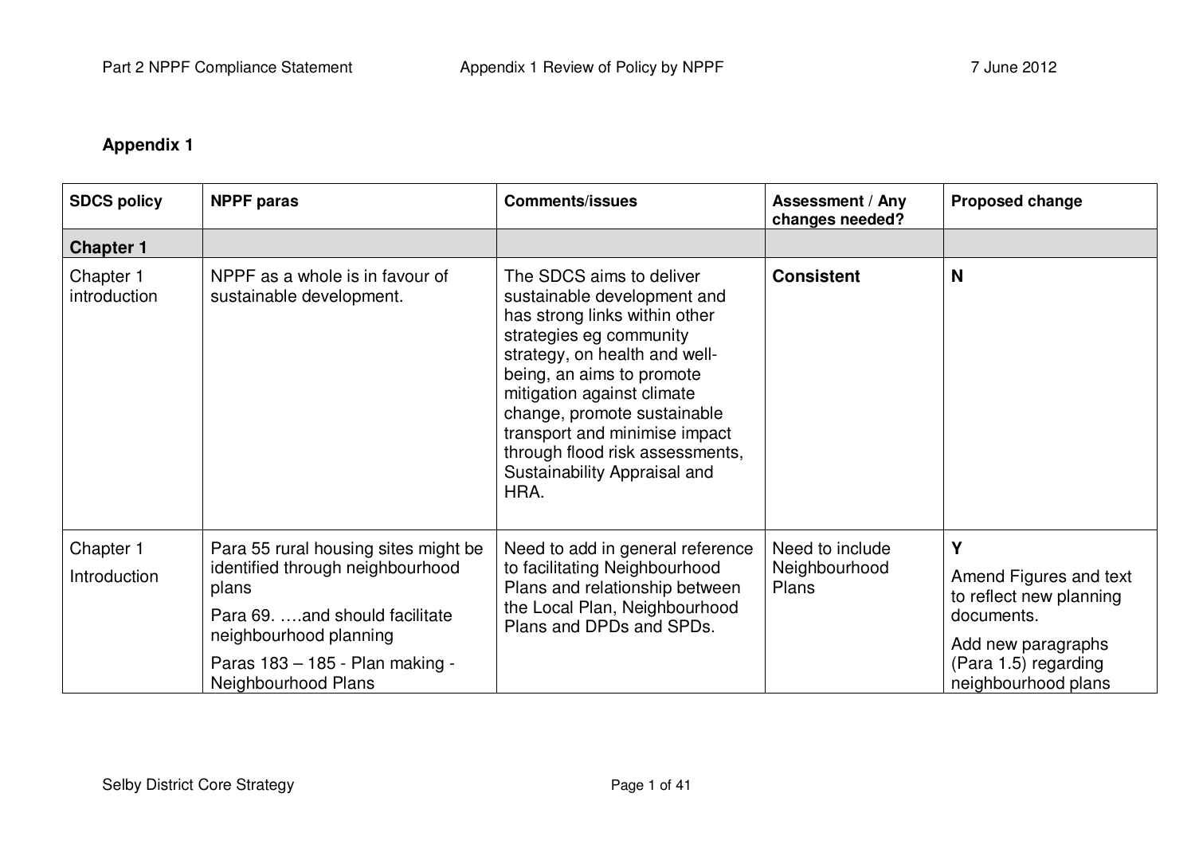**Appendix 1**

| SDCS policy | NPPF paras | Comments/issues | Assessment / Any changes needed? | Proposed change |
|---|---|---|---|---|
| **Chapter 1** | | | | |
| Chapter 1 introduction | NPPF as a whole is in favour of sustainable development. | The SDCS aims to deliver sustainable development and has strong links within other strategies eg community strategy, on health and well-being, an aims to promote mitigation against climate change, promote sustainable transport and minimise impact through flood risk assessments, Sustainability Appraisal and HRA. | **Consistent** | **N** |
| Chapter 1 Introduction | Para 55 rural housing sites might be identified through neighbourhood plans<br>Para 69. ….and should facilitate neighbourhood planning<br>Paras 183 – 185 - Plan making - Neighbourhood Plans | Need to add in general reference to facilitating Neighbourhood Plans and relationship between the Local Plan, Neighbourhood Plans and DPDs and SPDs. | Need to include Neighbourhood Plans | **Y**<br>Amend Figures and text to reflect new planning documents.<br>Add new paragraphs (Para 1.5) regarding neighbourhood plans |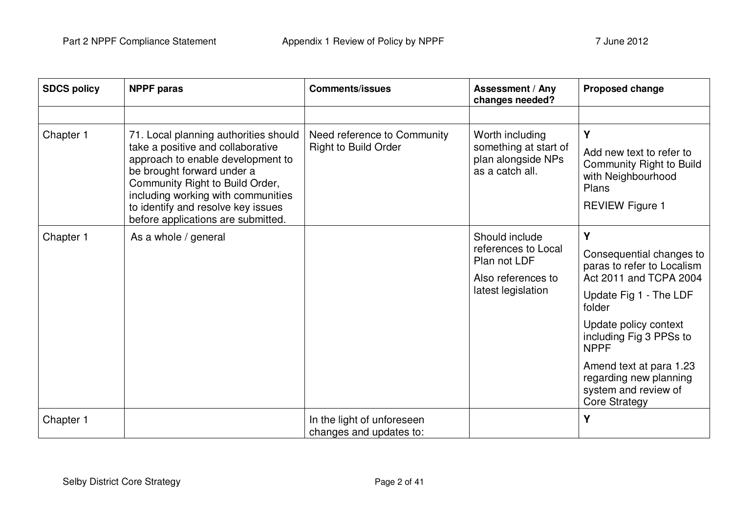| SDCS policy | NPPF paras | Comments/issues | Assessment / Any changes needed? | Proposed change |
|---|---|---|---|---|
| | | | | |
| Chapter 1 | 71. Local planning authorities should take a positive and collaborative approach to enable development to be brought forward under a Community Right to Build Order, including working with communities to identify and resolve key issues before applications are submitted. | Need reference to Community Right to Build Order | Worth including something at start of plan alongside NPs as a catch all. | **Y**<br><br>Add new text to refer to Community Right to Build with Neighbourhood Plans<br><br>REVIEW Figure 1 |
| Chapter 1 | As a whole / general | | Should include references to Local Plan not LDF<br><br>Also references to latest legislation | **Y**<br><br>Consequential changes to paras to refer to Localism Act 2011 and TCPA 2004<br><br>Update Fig 1 - The LDF folder<br><br>Update policy context including Fig 3 PPSs to NPPF<br><br>Amend text at para 1.23 regarding new planning system and review of Core Strategy |
| Chapter 1 | | In the light of unforeseen changes and updates to: | | **Y** |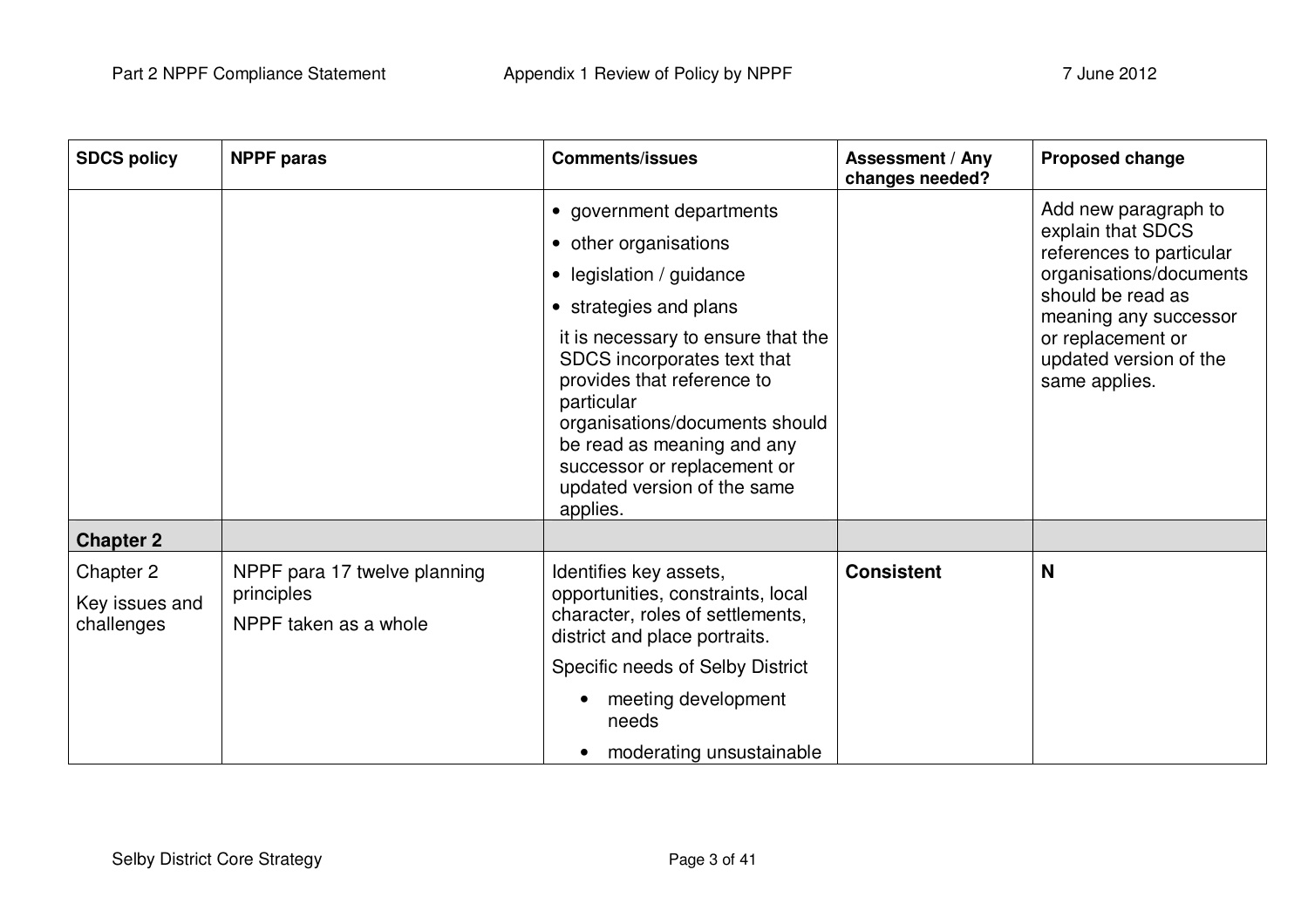| SDCS policy | NPPF paras | Comments/issues | Assessment / Any changes needed? | Proposed change |
|---|---|---|---|---|
| | | • government departments<br>• other organisations<br>• legislation / guidance<br>• strategies and plans<br>it is necessary to ensure that the SDCS incorporates text that provides that reference to particular organisations/documents should be read as meaning and any successor or replacement or updated version of the same applies. | | Add new paragraph to explain that SDCS references to particular organisations/documents should be read as meaning any successor or replacement or updated version of the same applies. |
| **Chapter 2** | | | | |
| Chapter 2<br>Key issues and challenges | NPPF para 17 twelve planning principles<br>NPPF taken as a whole | Identifies key assets, opportunities, constraints, local character, roles of settlements, district and place portraits.<br>Specific needs of Selby District<br>• meeting development needs<br>• moderating unsustainable | **Consistent** | **N** |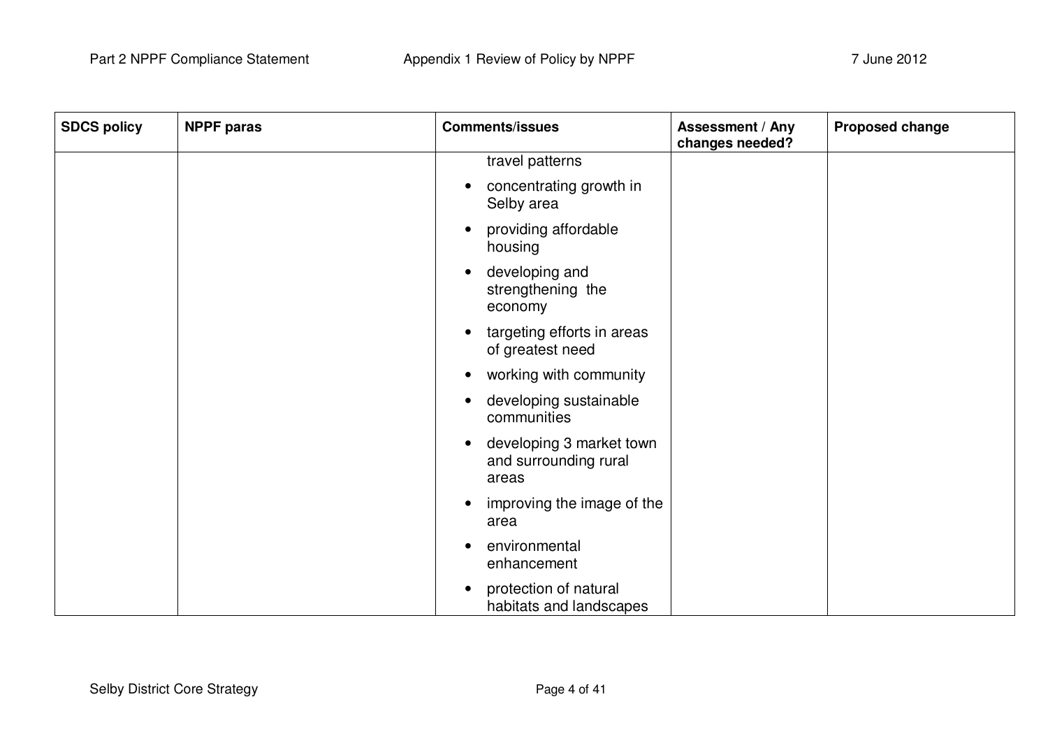| SDCS policy | NPPF paras | Comments/issues | Assessment / Any changes needed? | Proposed change |
|---|---|---|---|---|
| | | travel patterns<br>• concentrating growth in Selby area<br>• providing affordable housing<br>• developing and strengthening the economy<br>• targeting efforts in areas of greatest need<br>• working with community<br>• developing sustainable communities<br>• developing 3 market town and surrounding rural areas<br>• improving the image of the area<br>• environmental enhancement<br>• protection of natural habitats and landscapes | | |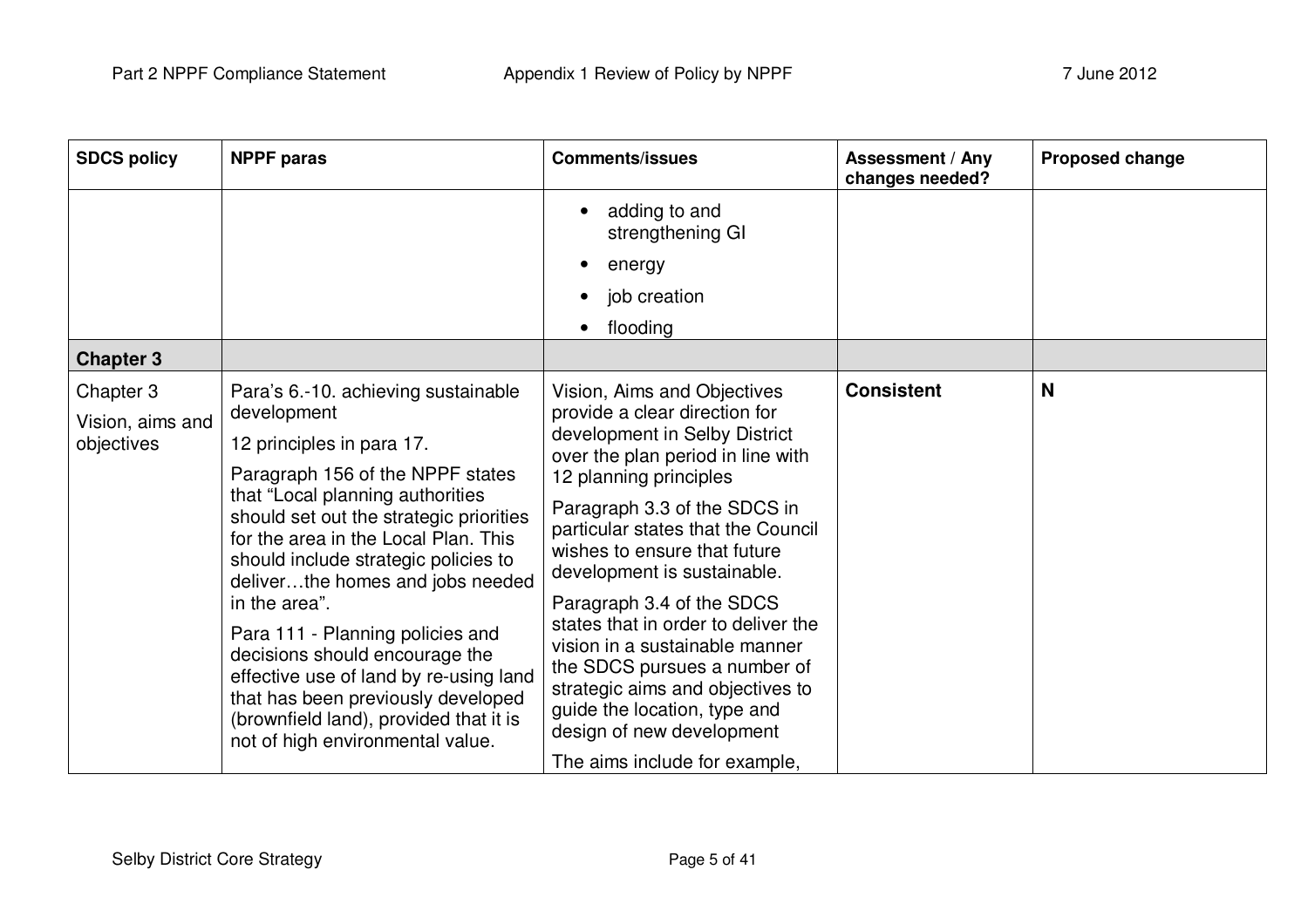| SDCS policy | NPPF paras | Comments/issues | Assessment / Any changes needed? | Proposed change |
|---|---|---|---|---|
| | | • adding to and strengthening GI<br>• energy<br>• job creation<br>• flooding | | |
| **Chapter 3** | | | | |
| Chapter 3<br>Vision, aims and objectives | Para's 6.-10. achieving sustainable development<br>12 principles in para 17.<br>Paragraph 156 of the NPPF states that "Local planning authorities should set out the strategic priorities for the area in the Local Plan. This should include strategic policies to deliver…the homes and jobs needed in the area".<br>Para 111 - Planning policies and decisions should encourage the effective use of land by re-using land that has been previously developed (brownfield land), provided that it is not of high environmental value. | Vision, Aims and Objectives provide a clear direction for development in Selby District over the plan period in line with 12 planning principles<br>Paragraph 3.3 of the SDCS in particular states that the Council wishes to ensure that future development is sustainable.<br>Paragraph 3.4 of the SDCS states that in order to deliver the vision in a sustainable manner the SDCS pursues a number of strategic aims and objectives to guide the location, type and design of new development<br>The aims include for example, | **Consistent** | **N** |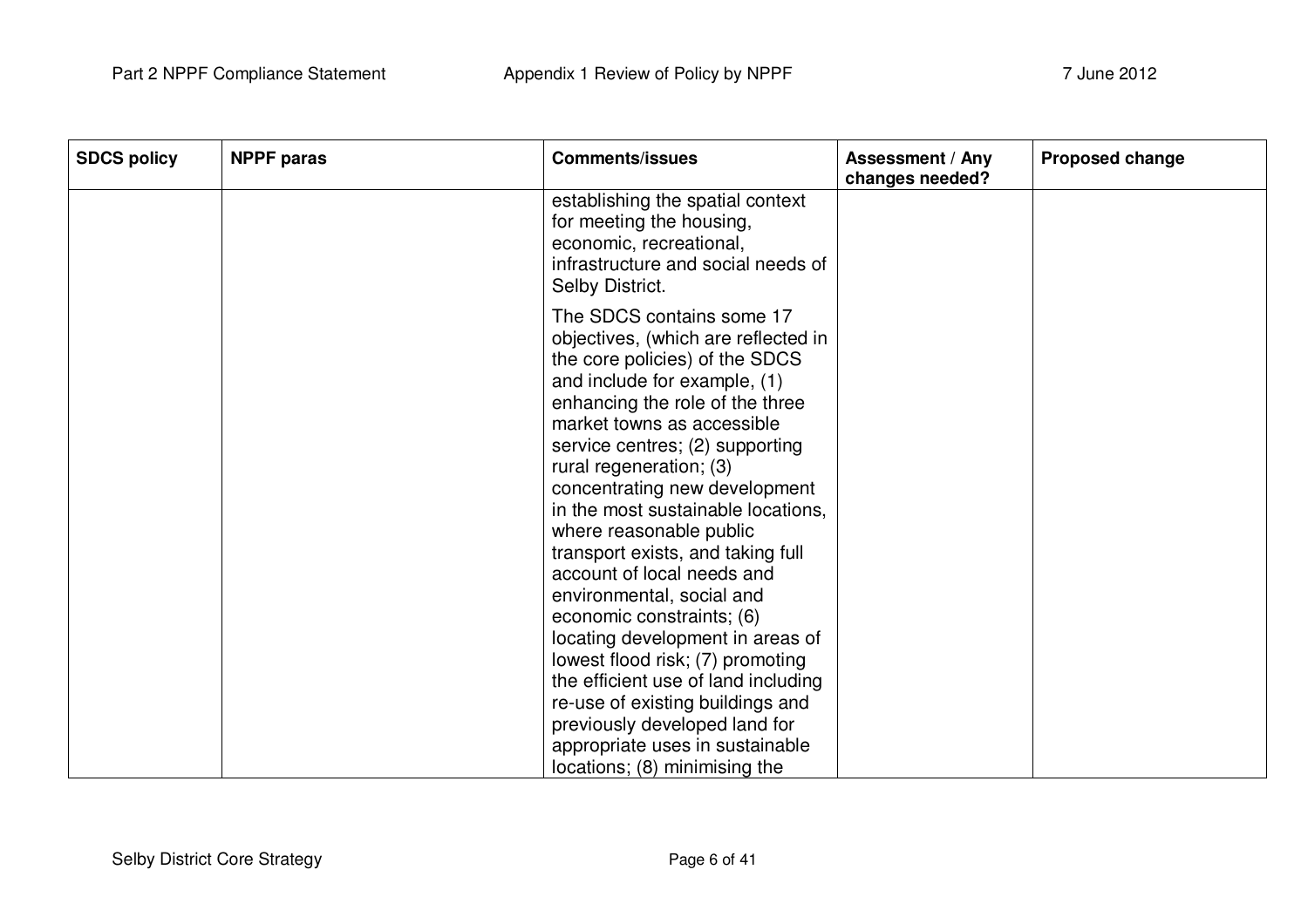| SDCS policy | NPPF paras | Comments/issues | Assessment / Any changes needed? | Proposed change |
|---|---|---|---|---|
| | | establishing the spatial context for meeting the housing, economic, recreational, infrastructure and social needs of Selby District.<br><br>The SDCS contains some 17 objectives, (which are reflected in the core policies) of the SDCS and include for example, (1) enhancing the role of the three market towns as accessible service centres; (2) supporting rural regeneration; (3) concentrating new development in the most sustainable locations, where reasonable public transport exists, and taking full account of local needs and environmental, social and economic constraints; (6) locating development in areas of lowest flood risk; (7) promoting the efficient use of land including re-use of existing buildings and previously developed land for appropriate uses in sustainable locations; (8) minimising the | | |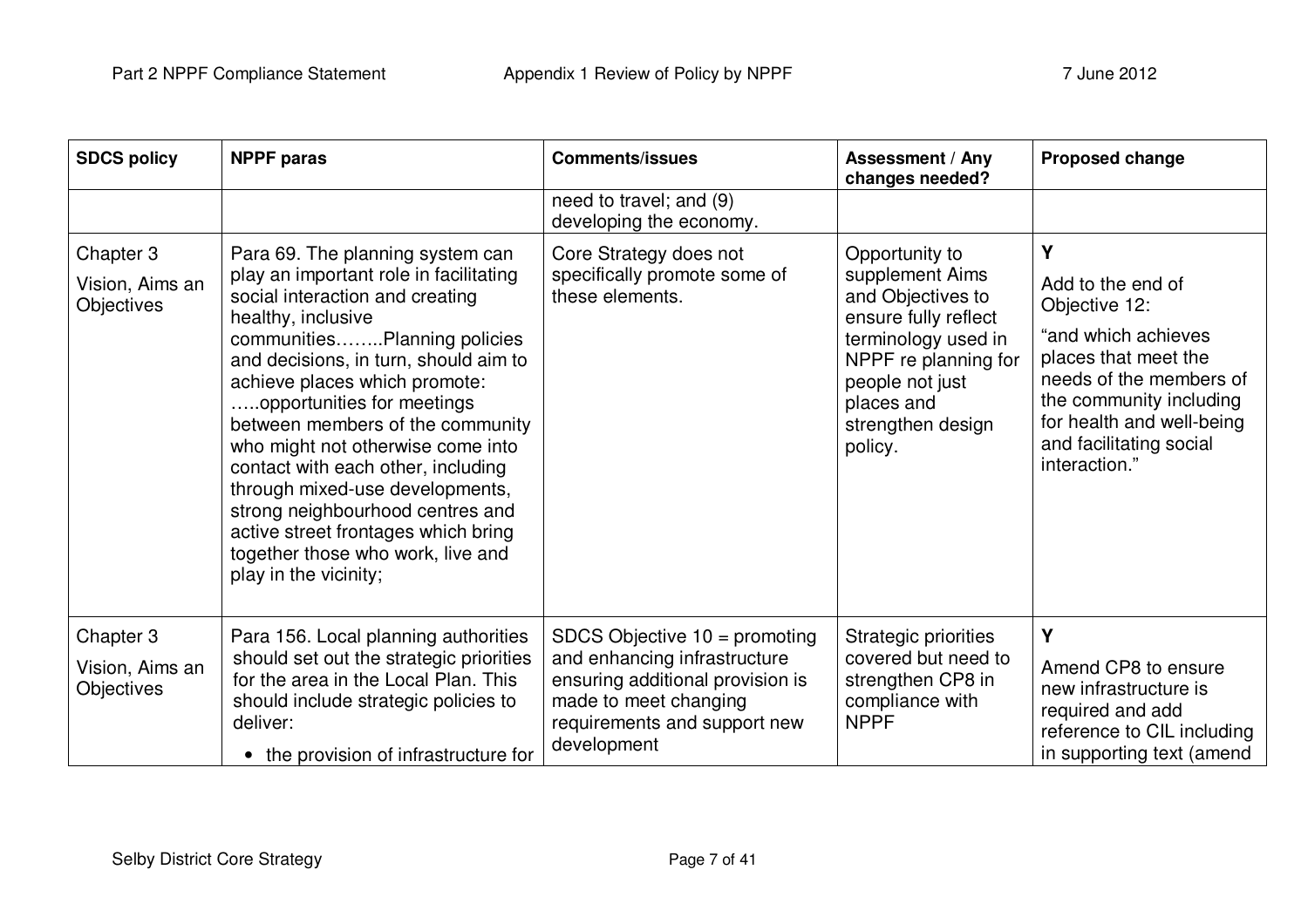| SDCS policy | NPPF paras | Comments/issues | Assessment / Any changes needed? | Proposed change |
|---|---|---|---|---|
| | | need to travel; and (9) developing the economy. | | |
| Chapter 3 Vision, Aims an Objectives | Para 69. The planning system can play an important role in facilitating social interaction and creating healthy, inclusive communities……..Planning policies and decisions, in turn, should aim to achieve places which promote: …..opportunities for meetings between members of the community who might not otherwise come into contact with each other, including through mixed-use developments, strong neighbourhood centres and active street frontages which bring together those who work, live and play in the vicinity; | Core Strategy does not specifically promote some of these elements. | Opportunity to supplement Aims and Objectives to ensure fully reflect terminology used in NPPF re planning for people not just places and strengthen design policy. | **Y** Add to the end of Objective 12: "and which achieves places that meet the needs of the members of the community including for health and well-being and facilitating social interaction." |
| Chapter 3 Vision, Aims an Objectives | Para 156. Local planning authorities should set out the strategic priorities for the area in the Local Plan. This should include strategic policies to deliver: • the provision of infrastructure for | SDCS Objective 10 = promoting and enhancing infrastructure ensuring additional provision is made to meet changing requirements and support new development | Strategic priorities covered but need to strengthen CP8 in compliance with NPPF | **Y** Amend CP8 to ensure new infrastructure is required and add reference to CIL including in supporting text (amend |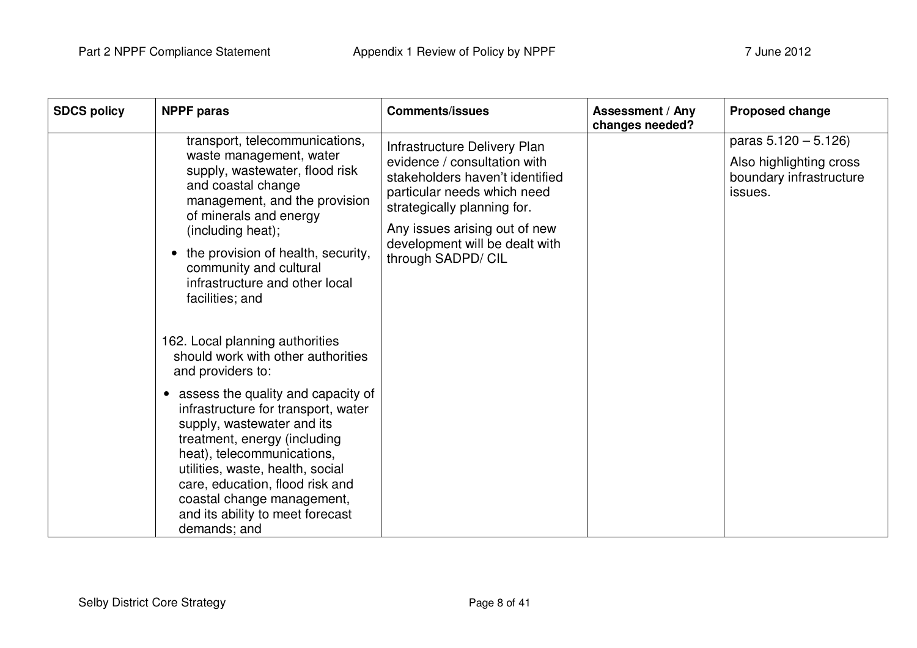| SDCS policy | NPPF paras | Comments/issues | Assessment / Any changes needed? | Proposed change |
|---|---|---|---|---|
| | transport, telecommunications, waste management, water supply, wastewater, flood risk and coastal change management, and the provision of minerals and energy (including heat);<br>• the provision of health, security, community and cultural infrastructure and other local facilities; and<br><br>162. Local planning authorities should work with other authorities and providers to:<br>• assess the quality and capacity of infrastructure for transport, water supply, wastewater and its treatment, energy (including heat), telecommunications, utilities, waste, health, social care, education, flood risk and coastal change management, and its ability to meet forecast demands; and | Infrastructure Delivery Plan evidence / consultation with stakeholders haven't identified particular needs which need strategically planning for.<br>Any issues arising out of new development will be dealt with through SADPD/ CIL | | paras 5.120 – 5.126)<br>Also highlighting cross boundary infrastructure issues. |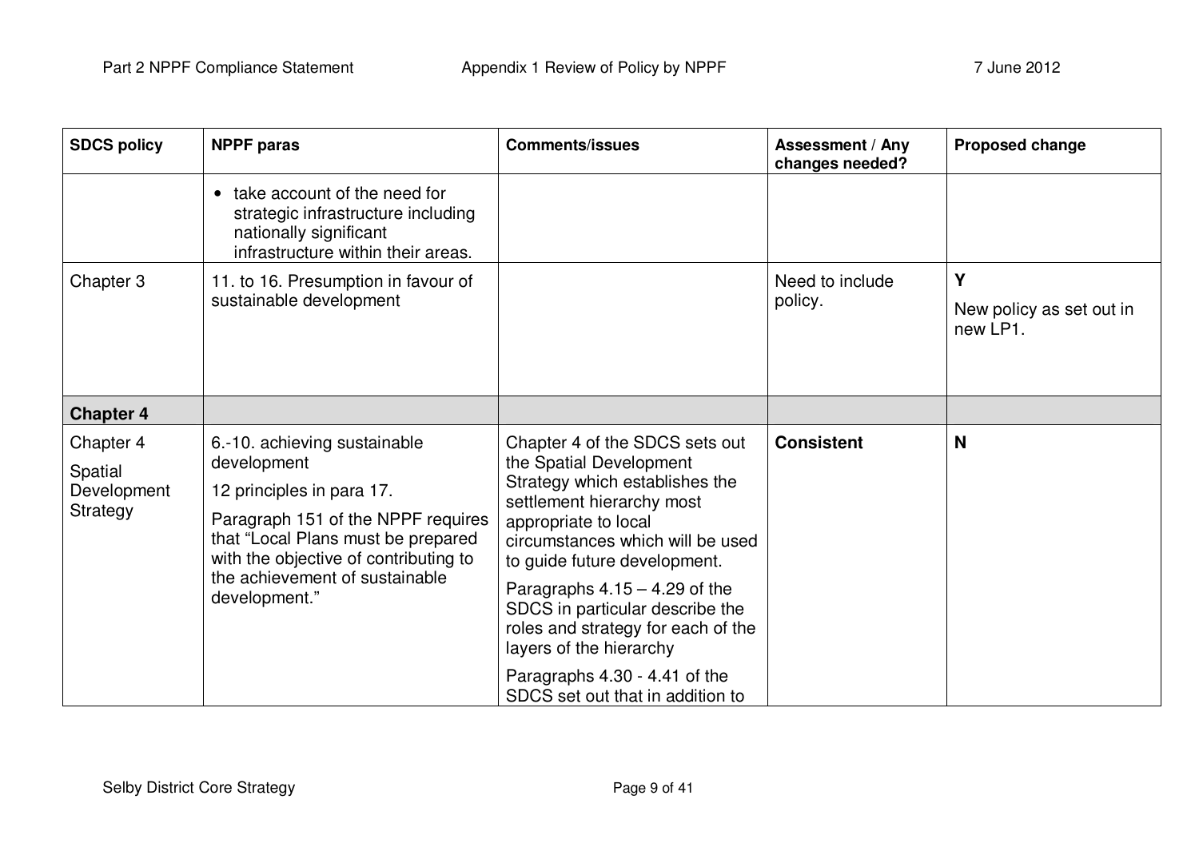| SDCS policy | NPPF paras | Comments/issues | Assessment / Any changes needed? | Proposed change |
|---|---|---|---|---|
| | • take account of the need for strategic infrastructure including nationally significant infrastructure within their areas. | | | |
| Chapter 3 | 11. to 16. Presumption in favour of sustainable development | | Need to include policy. | **Y**<br><br>New policy as set out in new LP1. |
| **Chapter 4** | | | | |
| Chapter 4<br><br>Spatial Development Strategy | 6.-10. achieving sustainable development<br><br>12 principles in para 17.<br><br>Paragraph 151 of the NPPF requires that "Local Plans must be prepared with the objective of contributing to the achievement of sustainable development." | Chapter 4 of the SDCS sets out the Spatial Development Strategy which establishes the settlement hierarchy most appropriate to local circumstances which will be used to guide future development.<br><br>Paragraphs 4.15 – 4.29 of the SDCS in particular describe the roles and strategy for each of the layers of the hierarchy<br><br>Paragraphs 4.30 - 4.41 of the SDCS set out that in addition to | **Consistent** | **N** |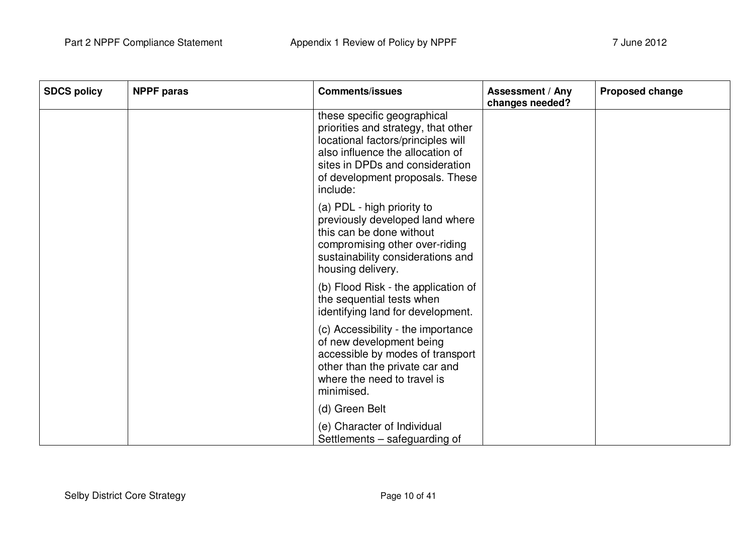| SDCS policy | NPPF paras | Comments/issues | Assessment / Any changes needed? | Proposed change |
|---|---|---|---|---|
| | | these specific geographical priorities and strategy, that other locational factors/principles will also influence the allocation of sites in DPDs and consideration of development proposals. These include:<br><br>(a) PDL - high priority to previously developed land where this can be done without compromising other over-riding sustainability considerations and housing delivery.<br><br>(b) Flood Risk - the application of the sequential tests when identifying land for development.<br><br>(c) Accessibility - the importance of new development being accessible by modes of transport other than the private car and where the need to travel is minimised.<br><br>(d) Green Belt<br><br>(e) Character of Individual Settlements – safeguarding of | | |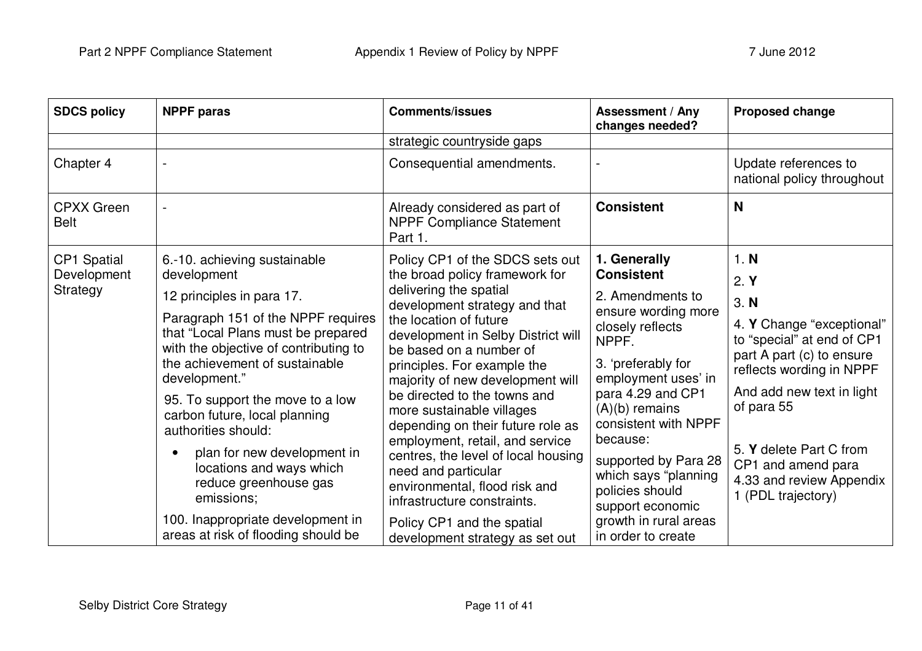| SDCS policy | NPPF paras | Comments/issues | Assessment / Any changes needed? | Proposed change |
|---|---|---|---|---|
| | | strategic countryside gaps | | |
| Chapter 4 | - | Consequential amendments. | - | Update references to national policy throughout |
| CPXX Green Belt | - | Already considered as part of NPPF Compliance Statement Part 1. | **Consistent** | **N** |
| CP1 Spatial Development Strategy | 6.-10. achieving sustainable development<br><br>12 principles in para 17.<br><br>Paragraph 151 of the NPPF requires that "Local Plans must be prepared with the objective of contributing to the achievement of sustainable development."<br><br>95. To support the move to a low carbon future, local planning authorities should:<br><br>• plan for new development in locations and ways which reduce greenhouse gas emissions;<br><br>100. Inappropriate development in areas at risk of flooding should be | Policy CP1 of the SDCS sets out the broad policy framework for delivering the spatial development strategy and that the location of future development in Selby District will be based on a number of principles. For example the majority of new development will be directed to the towns and more sustainable villages depending on their future role as employment, retail, and service centres, the level of local housing need and particular environmental, flood risk and infrastructure constraints.<br><br>Policy CP1 and the spatial development strategy as set out | **1. Generally Consistent**<br><br>2. Amendments to ensure wording more closely reflects NPPF.<br><br>3. 'preferably for employment uses' in para 4.29 and CP1 (A)(b) remains consistent with NPPF because:<br><br>supported by Para 28 which says "planning policies should support economic growth in rural areas in order to create | 1. **N**<br><br>2. **Y**<br><br>3. **N**<br><br>4. **Y** Change "exceptional" to "special" at end of CP1 part A part (c) to ensure reflects wording in NPPF<br><br>And add new text in light of para 55<br><br>5. **Y** delete Part C from CP1 and amend para 4.33 and review Appendix 1 (PDL trajectory) |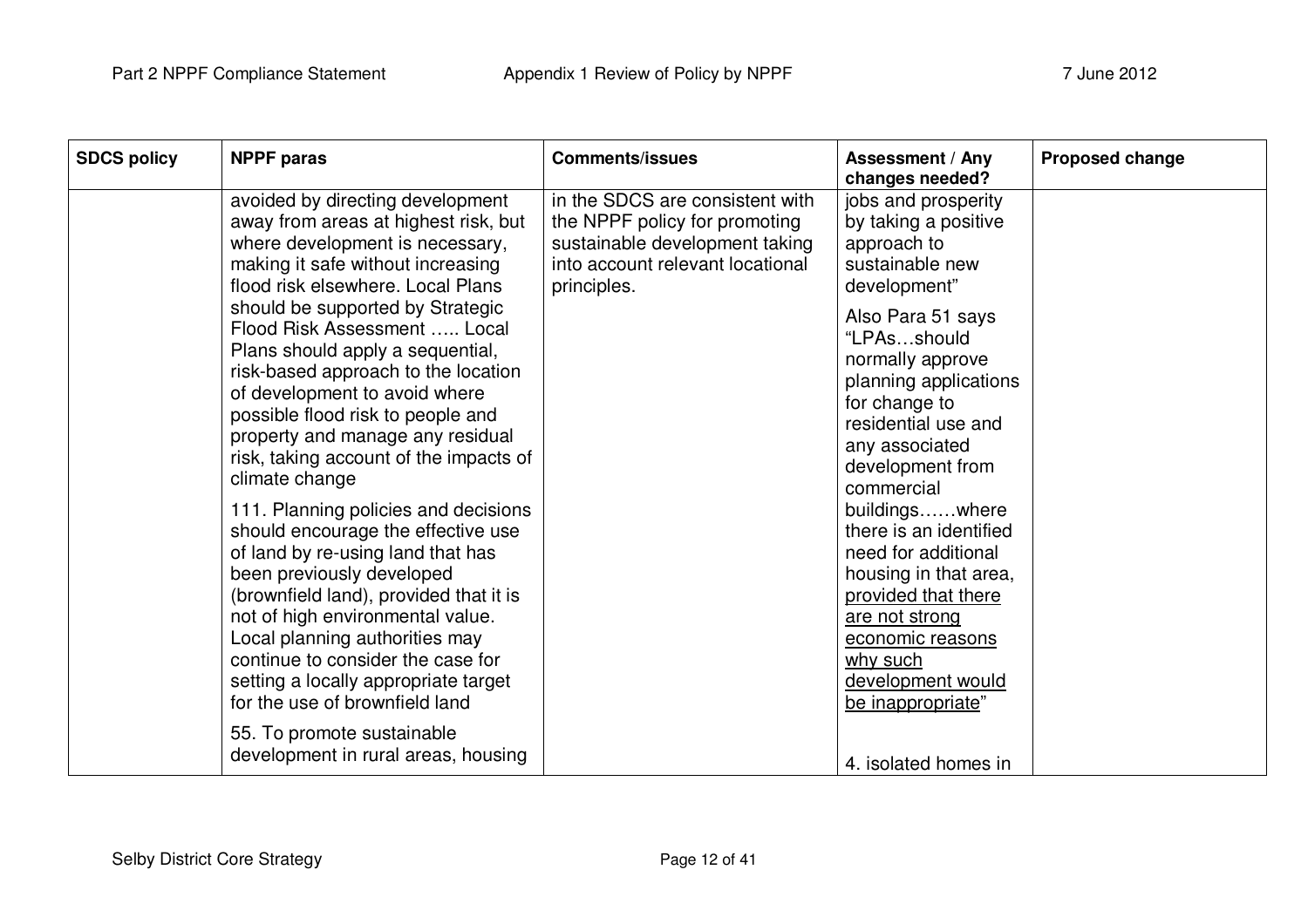| SDCS policy | NPPF paras | Comments/issues | Assessment / Any changes needed? | Proposed change |
|---|---|---|---|---|
| | avoided by directing development away from areas at highest risk, but where development is necessary, making it safe without increasing flood risk elsewhere. Local Plans should be supported by Strategic Flood Risk Assessment ….. Local Plans should apply a sequential, risk-based approach to the location of development to avoid where possible flood risk to people and property and manage any residual risk, taking account of the impacts of climate change<br><br>111. Planning policies and decisions should encourage the effective use of land by re-using land that has been previously developed (brownfield land), provided that it is not of high environmental value. Local planning authorities may continue to consider the case for setting a locally appropriate target for the use of brownfield land<br><br>55. To promote sustainable development in rural areas, housing | in the SDCS are consistent with the NPPF policy for promoting sustainable development taking into account relevant locational principles. | jobs and prosperity by taking a positive approach to sustainable new development"<br><br>Also Para 51 says "LPAs…should normally approve planning applications for change to residential use and any associated development from commercial buildings……where there is an identified need for additional housing in that area, <u>provided that there are not strong economic reasons why such development would be inappropriate</u>"<br><br>4. isolated homes in | |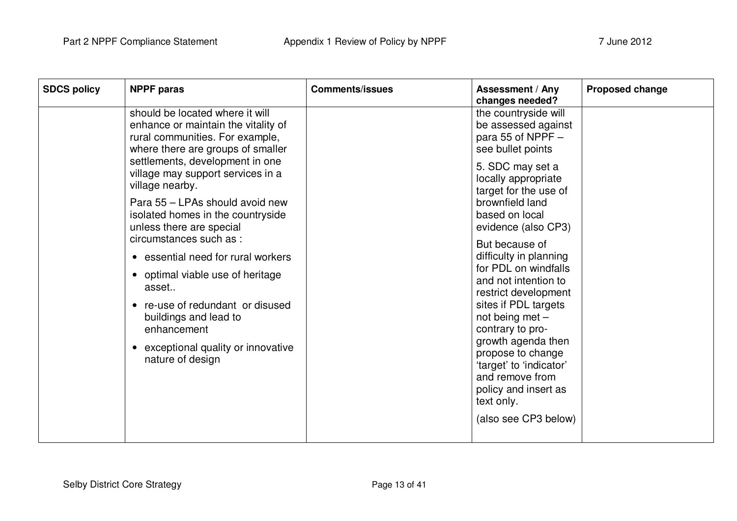| SDCS policy | NPPF paras | Comments/issues | Assessment / Any changes needed? | Proposed change |
|---|---|---|---|---|
| | should be located where it will enhance or maintain the vitality of rural communities. For example, where there are groups of smaller settlements, development in one village may support services in a village nearby.<br><br>Para 55 – LPAs should avoid new isolated homes in the countryside unless there are special circumstances such as :<br><br>• essential need for rural workers<br>• optimal viable use of heritage asset..<br>• re-use of redundant or disused buildings and lead to enhancement<br>• exceptional quality or innovative nature of design | | the countryside will be assessed against para 55 of NPPF – see bullet points<br><br>5. SDC may set a locally appropriate target for the use of brownfield land based on local evidence (also CP3)<br><br>But because of difficulty in planning for PDL on windfalls and not intention to restrict development sites if PDL targets not being met – contrary to pro-growth agenda then propose to change 'target' to 'indicator' and remove from policy and insert as text only.<br><br>(also see CP3 below) | |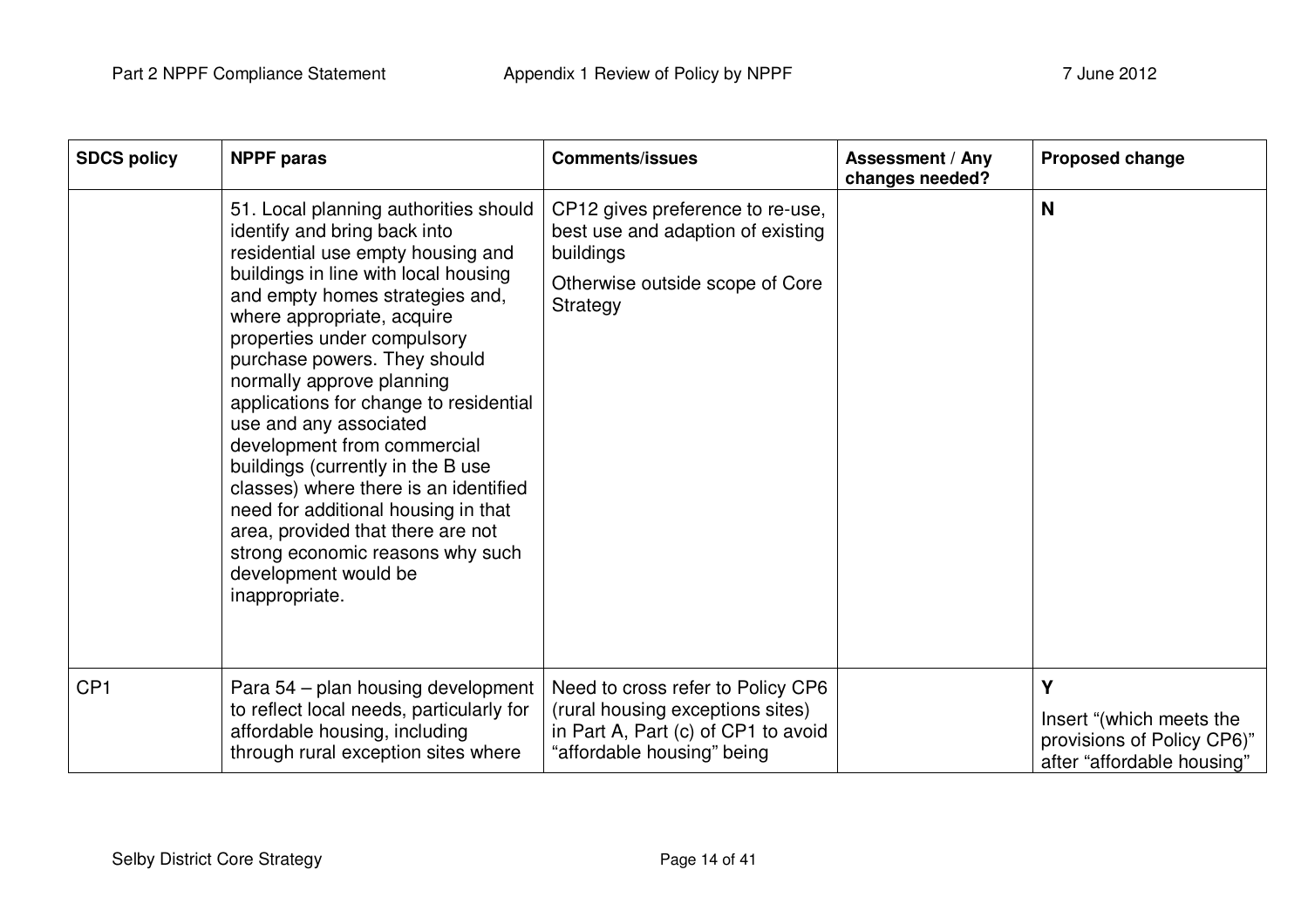| SDCS policy | NPPF paras | Comments/issues | Assessment / Any changes needed? | Proposed change |
| --- | --- | --- | --- | --- |
| | 51. Local planning authorities should identify and bring back into residential use empty housing and buildings in line with local housing and empty homes strategies and, where appropriate, acquire properties under compulsory purchase powers. They should normally approve planning applications for change to residential use and any associated development from commercial buildings (currently in the B use classes) where there is an identified need for additional housing in that area, provided that there are not strong economic reasons why such development would be inappropriate. | CP12 gives preference to re-use, best use and adaption of existing buildings<br><br>Otherwise outside scope of Core Strategy | | **N** |
| CP1 | Para 54 – plan housing development to reflect local needs, particularly for affordable housing, including through rural exception sites where | Need to cross refer to Policy CP6 (rural housing exceptions sites) in Part A, Part (c) of CP1 to avoid "affordable housing" being | | **Y**<br><br>Insert "(which meets the provisions of Policy CP6)" after "affordable housing" |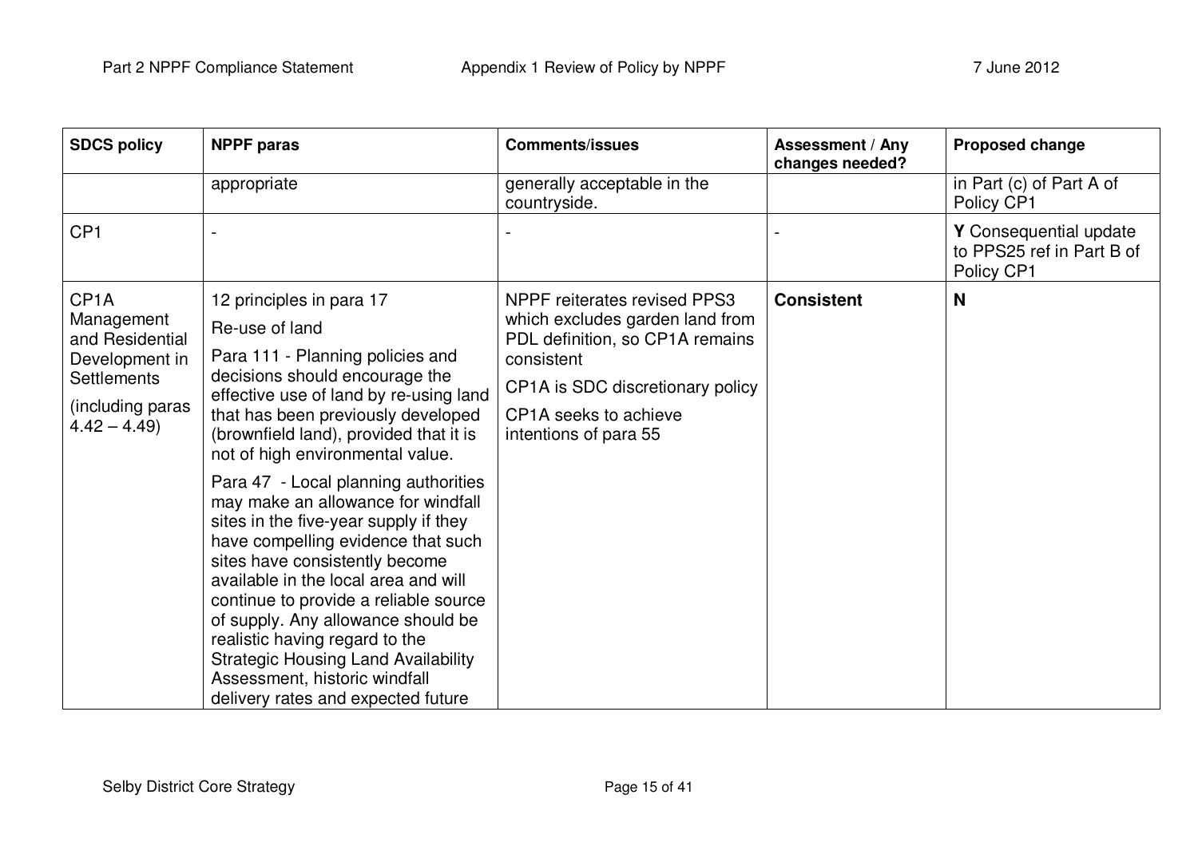| SDCS policy | NPPF paras | Comments/issues | Assessment / Any changes needed? | Proposed change |
|---|---|---|---|---|
| | appropriate | generally acceptable in the countryside. | | in Part (c) of Part A of Policy CP1 |
| CP1 | - | - | - | **Y** Consequential update to PPS25 ref in Part B of Policy CP1 |
| CP1A Management and Residential Development in Settlements (including paras 4.42 – 4.49) | 12 principles in para 17<br><br>Re-use of land<br><br>Para 111 - Planning policies and decisions should encourage the effective use of land by re-using land that has been previously developed (brownfield land), provided that it is not of high environmental value.<br><br>Para 47 - Local planning authorities may make an allowance for windfall sites in the five-year supply if they have compelling evidence that such sites have consistently become available in the local area and will continue to provide a reliable source of supply. Any allowance should be realistic having regard to the Strategic Housing Land Availability Assessment, historic windfall delivery rates and expected future | NPPF reiterates revised PPS3 which excludes garden land from PDL definition, so CP1A remains consistent<br><br>CP1A is SDC discretionary policy<br><br>CP1A seeks to achieve intentions of para 55 | **Consistent** | **N** |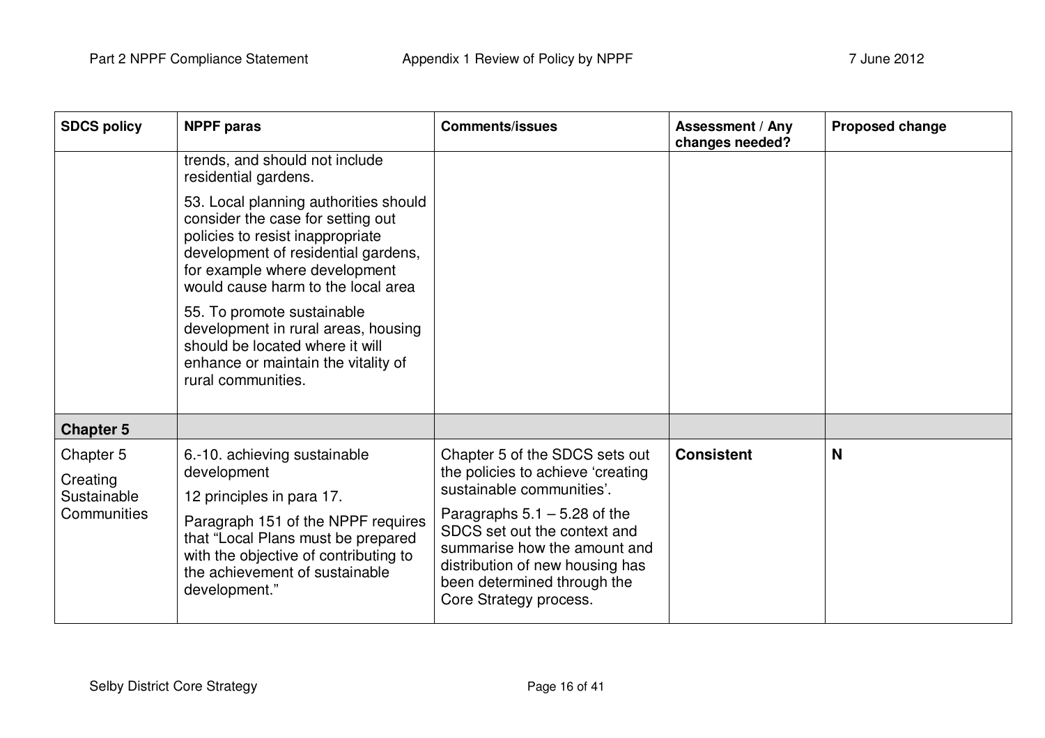| SDCS policy | NPPF paras | Comments/issues | Assessment / Any changes needed? | Proposed change |
|---|---|---|---|---|
| | trends, and should not include residential gardens.<br><br>53. Local planning authorities should consider the case for setting out policies to resist inappropriate development of residential gardens, for example where development would cause harm to the local area<br><br>55. To promote sustainable development in rural areas, housing should be located where it will enhance or maintain the vitality of rural communities. | | | |
| **Chapter 5** | | | | |
| Chapter 5<br><br>Creating Sustainable Communities | 6.-10. achieving sustainable development<br><br>12 principles in para 17.<br><br>Paragraph 151 of the NPPF requires that "Local Plans must be prepared with the objective of contributing to the achievement of sustainable development." | Chapter 5 of the SDCS sets out the policies to achieve 'creating sustainable communities'.<br><br>Paragraphs 5.1 – 5.28 of the SDCS set out the context and summarise how the amount and distribution of new housing has been determined through the Core Strategy process. | **Consistent** | **N** |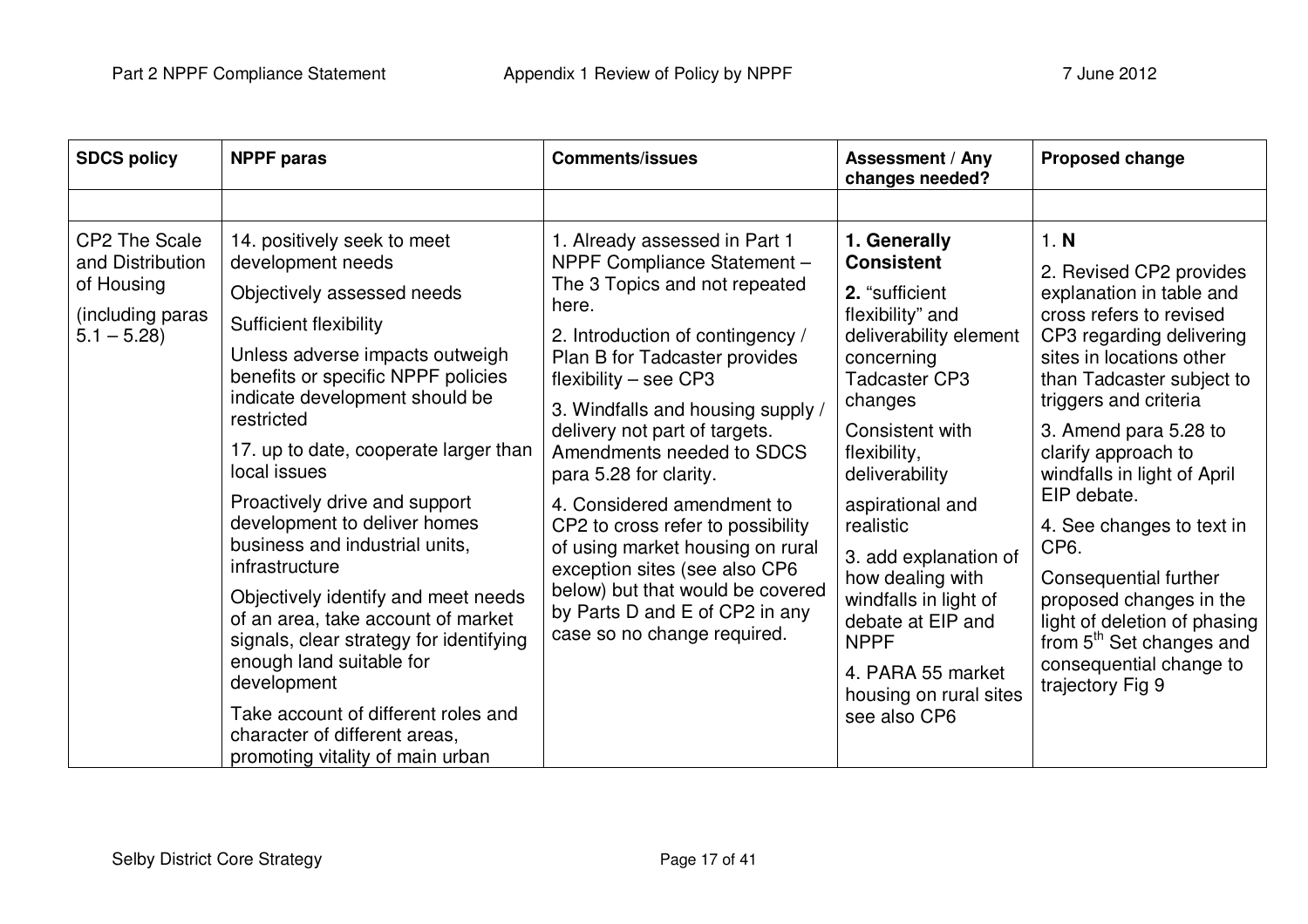| SDCS policy | NPPF paras | Comments/issues | Assessment / Any changes needed? | Proposed change |
|---|---|---|---|---|
| | | | | |
| CP2 The Scale and Distribution of Housing (including paras 5.1 – 5.28) | 14. positively seek to meet development needs<br><br>Objectively assessed needs<br><br>Sufficient flexibility<br><br>Unless adverse impacts outweigh benefits or specific NPPF policies indicate development should be restricted<br><br>17. up to date, cooperate larger than local issues<br><br>Proactively drive and support development to deliver homes business and industrial units, infrastructure<br><br>Objectively identify and meet needs of an area, take account of market signals, clear strategy for identifying enough land suitable for development<br><br>Take account of different roles and character of different areas, promoting vitality of main urban | 1. Already assessed in Part 1 NPPF Compliance Statement – The 3 Topics and not repeated here.<br><br>2. Introduction of contingency / Plan B for Tadcaster provides flexibility – see CP3<br><br>3. Windfalls and housing supply / delivery not part of targets. Amendments needed to SDCS para 5.28 for clarity.<br><br>4. Considered amendment to CP2 to cross refer to possibility of using market housing on rural exception sites (see also CP6 below) but that would be covered by Parts D and E of CP2 in any case so no change required. | **1. Generally Consistent**<br><br>**2.** "sufficient flexibility" and deliverability element concerning Tadcaster CP3 changes<br><br>Consistent with flexibility, deliverability<br><br>aspirational and realistic<br><br>3. add explanation of how dealing with windfalls in light of debate at EIP and NPPF<br><br>4. PARA 55 market housing on rural sites see also CP6 | 1. **N**<br><br>2. Revised CP2 provides explanation in table and cross refers to revised CP3 regarding delivering sites in locations other than Tadcaster subject to triggers and criteria<br><br>3. Amend para 5.28 to clarify approach to windfalls in light of April EIP debate.<br><br>4. See changes to text in CP6.<br><br>Consequential further proposed changes in the light of deletion of phasing from 5th Set changes and consequential change to trajectory Fig 9 |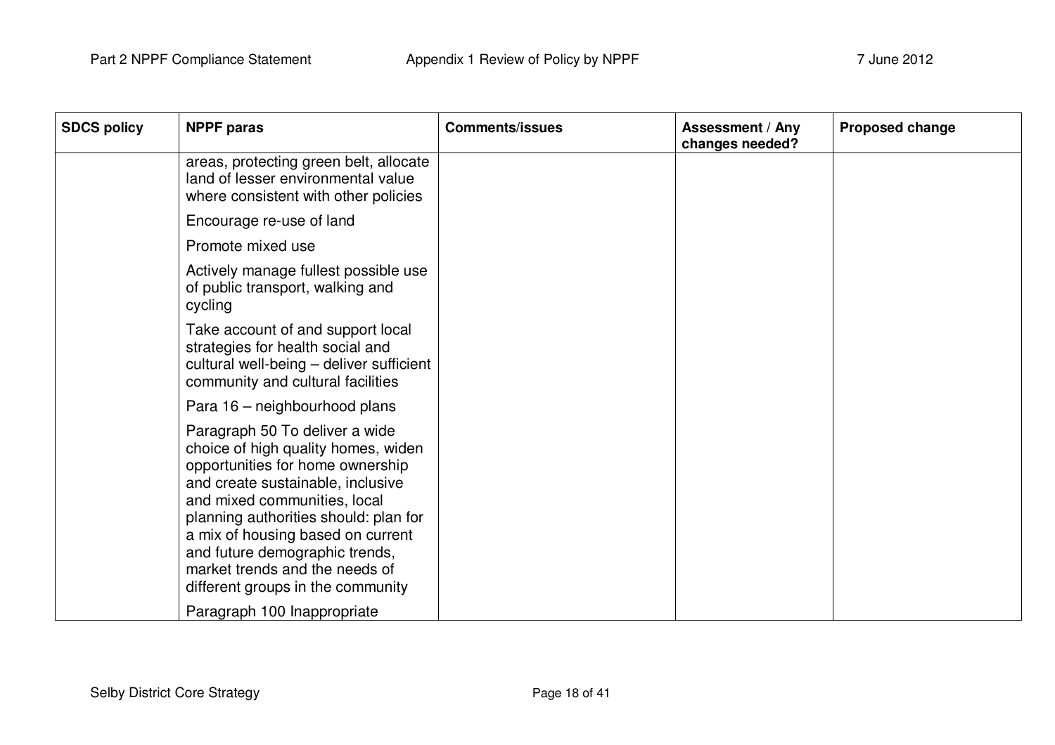| SDCS policy | NPPF paras | Comments/issues | Assessment / Any changes needed? | Proposed change |
|---|---|---|---|---|
| | areas, protecting green belt, allocate land of lesser environmental value where consistent with other policies<br><br>Encourage re-use of land<br><br>Promote mixed use<br><br>Actively manage fullest possible use of public transport, walking and cycling<br><br>Take account of and support local strategies for health social and cultural well-being – deliver sufficient community and cultural facilities<br><br>Para 16 – neighbourhood plans<br><br>Paragraph 50 To deliver a wide choice of high quality homes, widen opportunities for home ownership and create sustainable, inclusive and mixed communities, local planning authorities should: plan for a mix of housing based on current and future demographic trends, market trends and the needs of different groups in the community<br><br>Paragraph 100 Inappropriate | | | |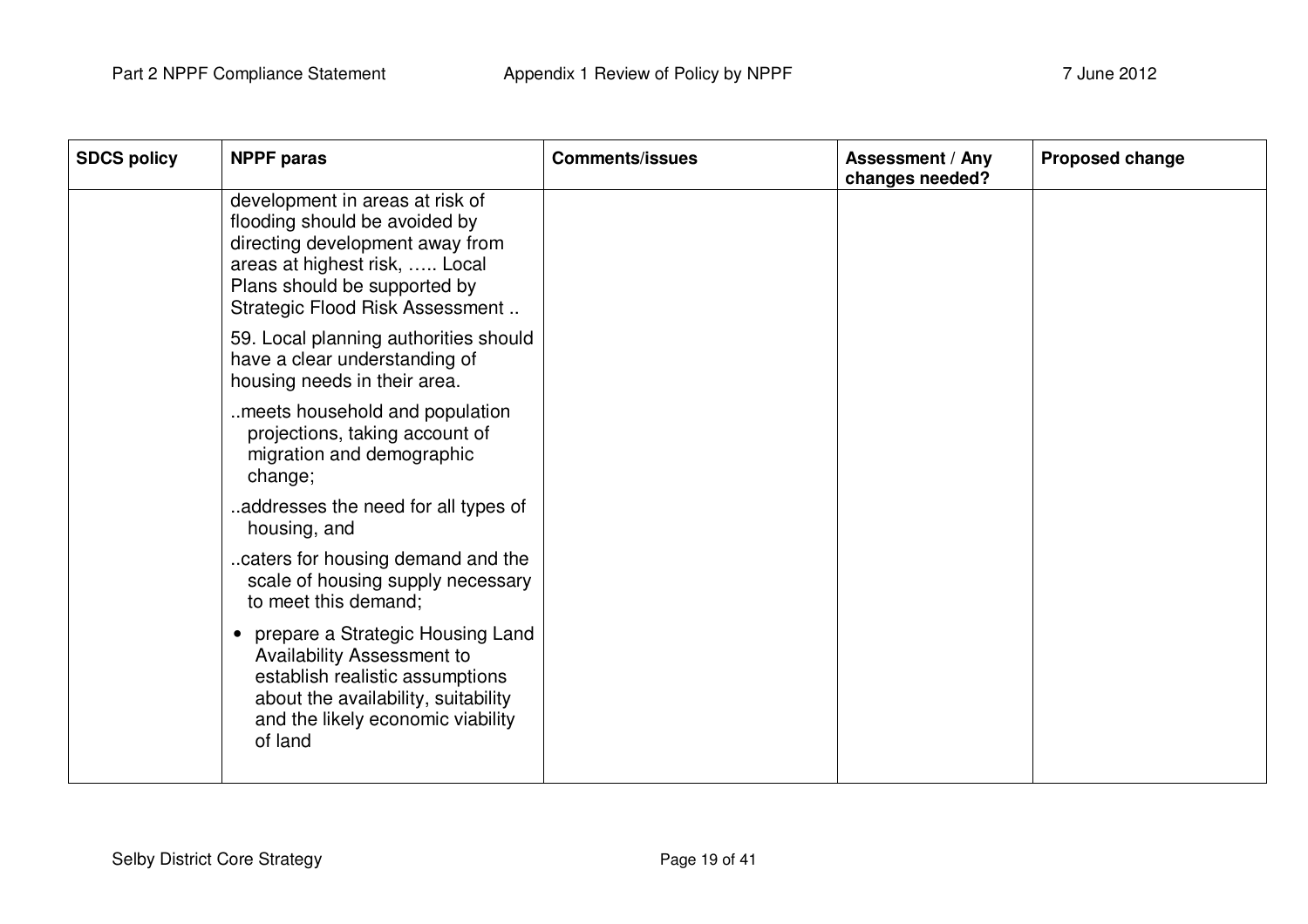| SDCS policy | NPPF paras | Comments/issues | Assessment / Any changes needed? | Proposed change |
|---|---|---|---|---|
| | development in areas at risk of flooding should be avoided by directing development away from areas at highest risk, ….. Local Plans should be supported by Strategic Flood Risk Assessment ..<br><br>59. Local planning authorities should have a clear understanding of housing needs in their area.<br><br>..meets household and population projections, taking account of migration and demographic change;<br><br>..addresses the need for all types of housing, and<br><br>..caters for housing demand and the scale of housing supply necessary to meet this demand;<br><br>• prepare a Strategic Housing Land Availability Assessment to establish realistic assumptions about the availability, suitability and the likely economic viability of land | | | |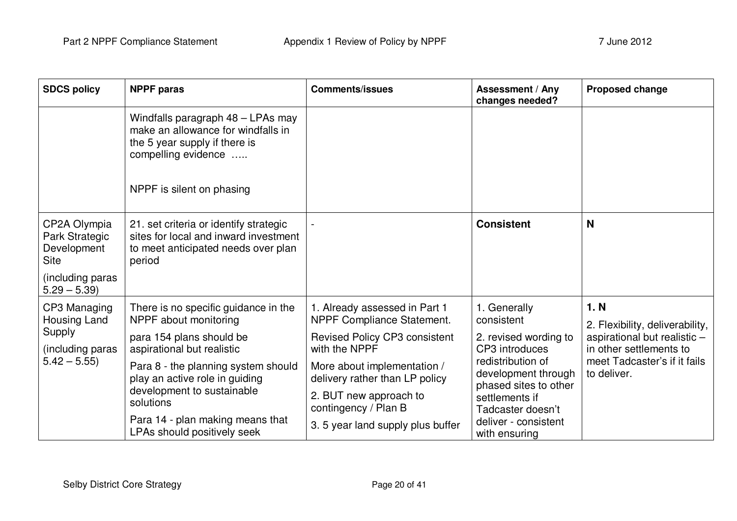| SDCS policy | NPPF paras | Comments/issues | Assessment / Any changes needed? | Proposed change |
|---|---|---|---|---|
| | Windfalls paragraph 48 – LPAs may make an allowance for windfalls in the 5 year supply if there is compelling evidence ….. <br><br> NPPF is silent on phasing | | | |
| CP2A Olympia Park Strategic Development Site <br><br> (including paras 5.29 – 5.39) | 21. set criteria or identify strategic sites for local and inward investment to meet anticipated needs over plan period | - | **Consistent** | **N** |
| CP3 Managing Housing Land Supply <br><br> (including paras 5.42 – 5.55) | There is no specific guidance in the NPPF about monitoring <br><br> para 154 plans should be aspirational but realistic <br><br> Para 8 - the planning system should play an active role in guiding development to sustainable solutions <br><br> Para 14 - plan making means that LPAs should positively seek | 1. Already assessed in Part 1 NPPF Compliance Statement. <br><br> Revised Policy CP3 consistent with the NPPF <br><br> More about implementation / delivery rather than LP policy <br><br> 2. BUT new approach to contingency / Plan B <br><br> 3. 5 year land supply plus buffer | 1. Generally consistent <br><br> 2. revised wording to CP3 introduces redistribution of development through phased sites to other settlements if Tadcaster doesn't deliver - consistent with ensuring | **1. N** <br><br> 2. Flexibility, deliverability, aspirational but realistic – in other settlements to meet Tadcaster's if it fails to deliver. |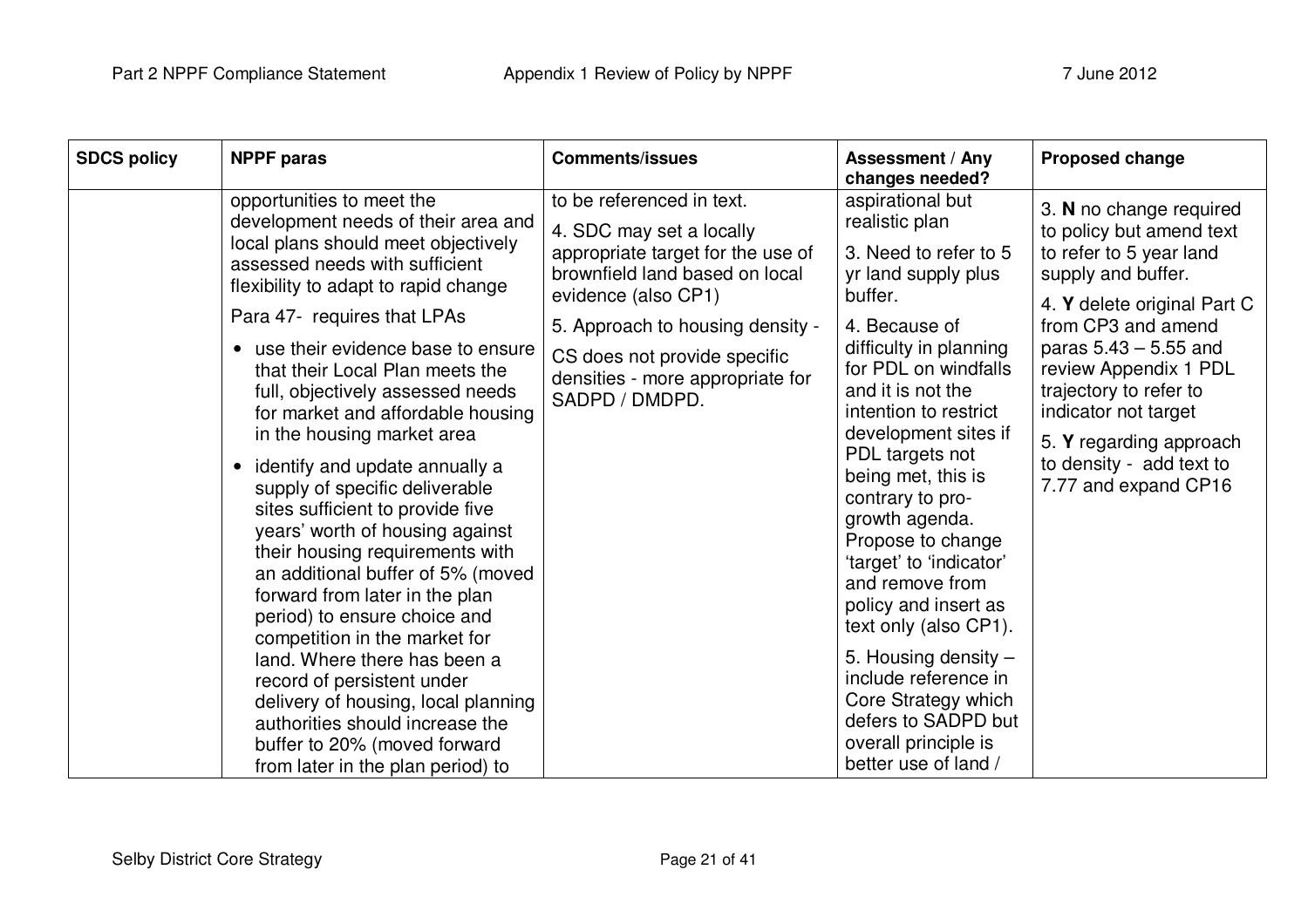| SDCS policy | NPPF paras | Comments/issues | Assessment / Any changes needed? | Proposed change |
|---|---|---|---|---|
| | opportunities to meet the development needs of their area and local plans should meet objectively assessed needs with sufficient flexibility to adapt to rapid change<br><br>Para 47- requires that LPAs<br><br>• use their evidence base to ensure that their Local Plan meets the full, objectively assessed needs for market and affordable housing in the housing market area<br><br>• identify and update annually a supply of specific deliverable sites sufficient to provide five years' worth of housing against their housing requirements with an additional buffer of 5% (moved forward from later in the plan period) to ensure choice and competition in the market for land. Where there has been a record of persistent under delivery of housing, local planning authorities should increase the buffer to 20% (moved forward from later in the plan period) to | to be referenced in text.<br><br>4. SDC may set a locally appropriate target for the use of brownfield land based on local evidence (also CP1)<br><br>5. Approach to housing density - CS does not provide specific densities - more appropriate for SADPD / DMDPD. | aspirational but realistic plan<br><br>3. Need to refer to 5 yr land supply plus buffer.<br><br>4. Because of difficulty in planning for PDL on windfalls and it is not the intention to restrict development sites if PDL targets not being met, this is contrary to pro-growth agenda. Propose to change 'target' to 'indicator' and remove from policy and insert as text only (also CP1).<br><br>5. Housing density – include reference in Core Strategy which defers to SADPD but overall principle is better use of land / | 3. **N** no change required to policy but amend text to refer to 5 year land supply and buffer.<br><br>4. **Y** delete original Part C from CP3 and amend paras 5.43 – 5.55 and review Appendix 1 PDL trajectory to refer to indicator not target<br><br>5. **Y** regarding approach to density - add text to 7.77 and expand CP16 |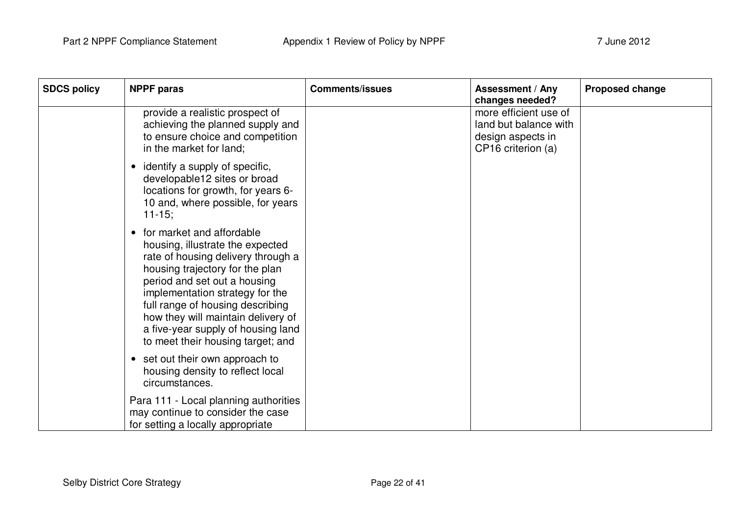| SDCS policy | NPPF paras | Comments/issues | Assessment / Any changes needed? | Proposed change |
|---|---|---|---|---|
| | provide a realistic prospect of achieving the planned supply and to ensure choice and competition in the market for land;<br>• identify a supply of specific, developable12 sites or broad locations for growth, for years 6-10 and, where possible, for years 11-15;<br>• for market and affordable housing, illustrate the expected rate of housing delivery through a housing trajectory for the plan period and set out a housing implementation strategy for the full range of housing describing how they will maintain delivery of a five-year supply of housing land to meet their housing target; and<br>• set out their own approach to housing density to reflect local circumstances.<br>Para 111 - Local planning authorities may continue to consider the case for setting a locally appropriate | | more efficient use of land but balance with design aspects in CP16 criterion (a) | |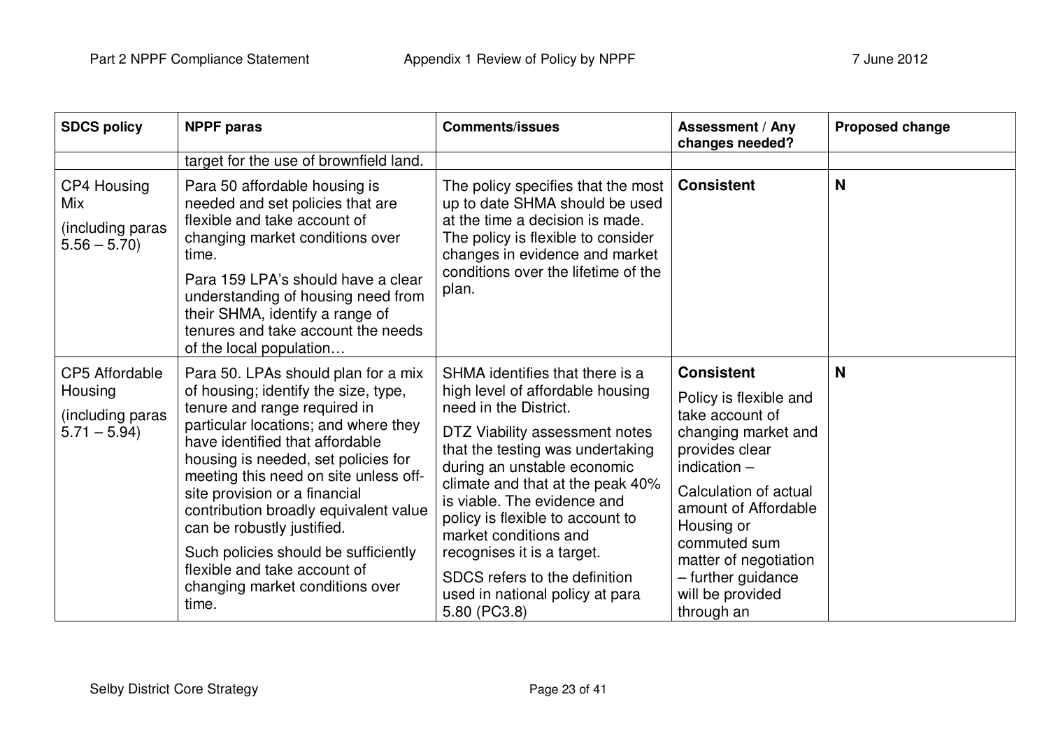| SDCS policy | NPPF paras | Comments/issues | Assessment / Any changes needed? | Proposed change |
|---|---|---|---|---|
| | target for the use of brownfield land. | | | |
| CP4 Housing Mix (including paras 5.56 – 5.70) | Para 50 affordable housing is needed and set policies that are flexible and take account of changing market conditions over time. Para 159 LPA's should have a clear understanding of housing need from their SHMA, identify a range of tenures and take account the needs of the local population… | The policy specifies that the most up to date SHMA should be used at the time a decision is made. The policy is flexible to consider changes in evidence and market conditions over the lifetime of the plan. | **Consistent** | **N** |
| CP5 Affordable Housing (including paras 5.71 – 5.94) | Para 50. LPAs should plan for a mix of housing; identify the size, type, tenure and range required in particular locations; and where they have identified that affordable housing is needed, set policies for meeting this need on site unless off-site provision or a financial contribution broadly equivalent value can be robustly justified. Such policies should be sufficiently flexible and take account of changing market conditions over time. | SHMA identifies that there is a high level of affordable housing need in the District. DTZ Viability assessment notes that the testing was undertaking during an unstable economic climate and that at the peak 40% is viable. The evidence and policy is flexible to account to market conditions and recognises it is a target. SDCS refers to the definition used in national policy at para 5.80 (PC3.8) | **Consistent** Policy is flexible and take account of changing market and provides clear indication – Calculation of actual amount of Affordable Housing or commuted sum matter of negotiation – further guidance will be provided through an | **N** |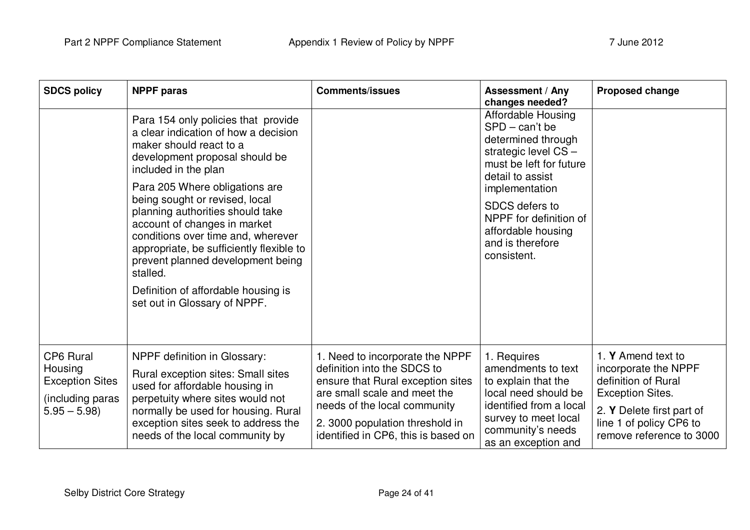| SDCS policy | NPPF paras | Comments/issues | Assessment / Any changes needed? | Proposed change |
|---|---|---|---|---|
| | Para 154 only policies that provide a clear indication of how a decision maker should react to a development proposal should be included in the plan<br><br>Para 205 Where obligations are being sought or revised, local planning authorities should take account of changes in market conditions over time and, wherever appropriate, be sufficiently flexible to prevent planned development being stalled.<br><br>Definition of affordable housing is set out in Glossary of NPPF. | | Affordable Housing SPD – can't be determined through strategic level CS – must be left for future detail to assist implementation<br><br>SDCS defers to NPPF for definition of affordable housing and is therefore consistent. | |
| CP6 Rural Housing Exception Sites<br><br>(including paras 5.95 – 5.98) | NPPF definition in Glossary:<br><br>Rural exception sites: Small sites used for affordable housing in perpetuity where sites would not normally be used for housing. Rural exception sites seek to address the needs of the local community by | 1. Need to incorporate the NPPF definition into the SDCS to ensure that Rural exception sites are small scale and meet the needs of the local community<br><br>2. 3000 population threshold in identified in CP6, this is based on | 1. Requires amendments to text to explain that the local need should be identified from a local survey to meet local community's needs as an exception and | 1. **Y** Amend text to incorporate the NPPF definition of Rural Exception Sites.<br><br>2. **Y** Delete first part of line 1 of policy CP6 to remove reference to 3000 |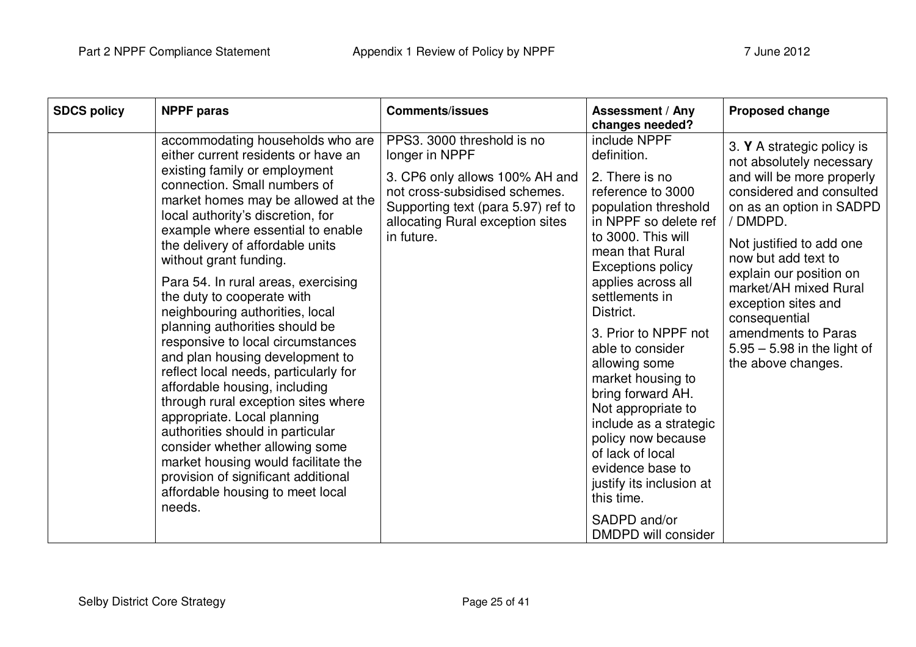| SDCS policy | NPPF paras | Comments/issues | Assessment / Any changes needed? | Proposed change |
|---|---|---|---|---|
| | accommodating households who are either current residents or have an existing family or employment connection. Small numbers of market homes may be allowed at the local authority's discretion, for example where essential to enable the delivery of affordable units without grant funding.<br><br>Para 54. In rural areas, exercising the duty to cooperate with neighbouring authorities, local planning authorities should be responsive to local circumstances and plan housing development to reflect local needs, particularly for affordable housing, including through rural exception sites where appropriate. Local planning authorities should in particular consider whether allowing some market housing would facilitate the provision of significant additional affordable housing to meet local needs. | PPS3. 3000 threshold is no longer in NPPF<br><br>3. CP6 only allows 100% AH and not cross-subsidised schemes. Supporting text (para 5.97) ref to allocating Rural exception sites in future. | include NPPF definition.<br><br>2. There is no reference to 3000 population threshold in NPPF so delete ref to 3000. This will mean that Rural Exceptions policy applies across all settlements in District.<br><br>3. Prior to NPPF not able to consider allowing some market housing to bring forward AH. Not appropriate to include as a strategic policy now because of lack of local evidence base to justify its inclusion at this time.<br><br>SADPD and/or DMDPD will consider | 3. **Y** A strategic policy is not absolutely necessary and will be more properly considered and consulted on as an option in SADPD / DMDPD.<br><br>Not justified to add one now but add text to explain our position on market/AH mixed Rural exception sites and consequential amendments to Paras 5.95 – 5.98 in the light of the above changes. |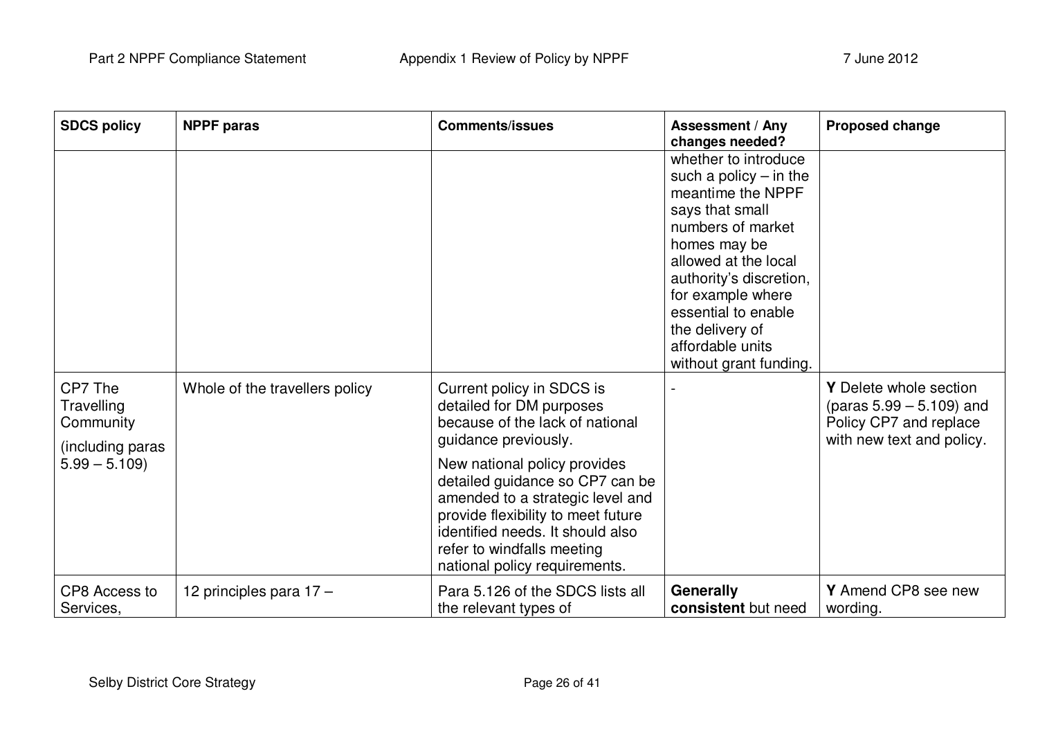| SDCS policy | NPPF paras | Comments/issues | Assessment / Any changes needed? | Proposed change |
|---|---|---|---|---|
| | | | whether to introduce such a policy – in the meantime the NPPF says that small numbers of market homes may be allowed at the local authority's discretion, for example where essential to enable the delivery of affordable units without grant funding. | |
| CP7 The Travelling Community (including paras 5.99 – 5.109) | Whole of the travellers policy | Current policy in SDCS is detailed for DM purposes because of the lack of national guidance previously. New national policy provides detailed guidance so CP7 can be amended to a strategic level and provide flexibility to meet future identified needs. It should also refer to windfalls meeting national policy requirements. | - | **Y** Delete whole section (paras 5.99 – 5.109) and Policy CP7 and replace with new text and policy. |
| CP8 Access to Services, | 12 principles para 17 – | Para 5.126 of the SDCS lists all the relevant types of | **Generally consistent** but need | **Y** Amend CP8 see new wording. |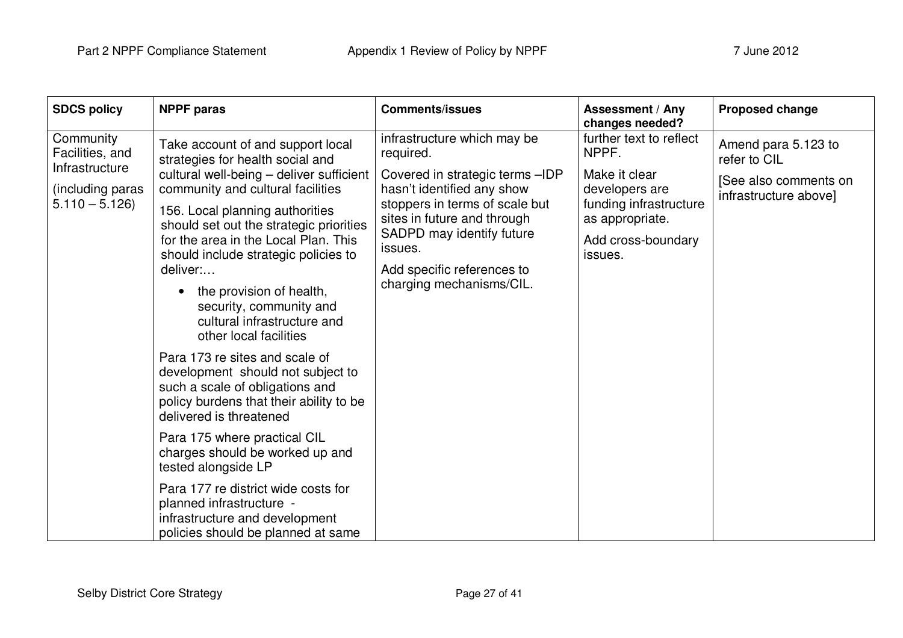| SDCS policy | NPPF paras | Comments/issues | Assessment / Any changes needed? | Proposed change |
|---|---|---|---|---|
| Community Facilities, and Infrastructure<br><br>(including paras 5.110 – 5.126) | Take account of and support local strategies for health social and cultural well-being – deliver sufficient community and cultural facilities<br><br>156. Local planning authorities should set out the strategic priorities for the area in the Local Plan. This should include strategic policies to deliver:…<br><br>• the provision of health, security, community and cultural infrastructure and other local facilities<br><br>Para 173 re sites and scale of development should not subject to such a scale of obligations and policy burdens that their ability to be delivered is threatened<br><br>Para 175 where practical CIL charges should be worked up and tested alongside LP<br><br>Para 177 re district wide costs for planned infrastructure - infrastructure and development policies should be planned at same | infrastructure which may be required.<br><br>Covered in strategic terms –IDP hasn't identified any show stoppers in terms of scale but sites in future and through SADPD may identify future issues.<br><br>Add specific references to charging mechanisms/CIL. | further text to reflect NPPF.<br><br>Make it clear developers are funding infrastructure as appropriate.<br><br>Add cross-boundary issues. | Amend para 5.123 to refer to CIL<br><br>[See also comments on infrastructure above] |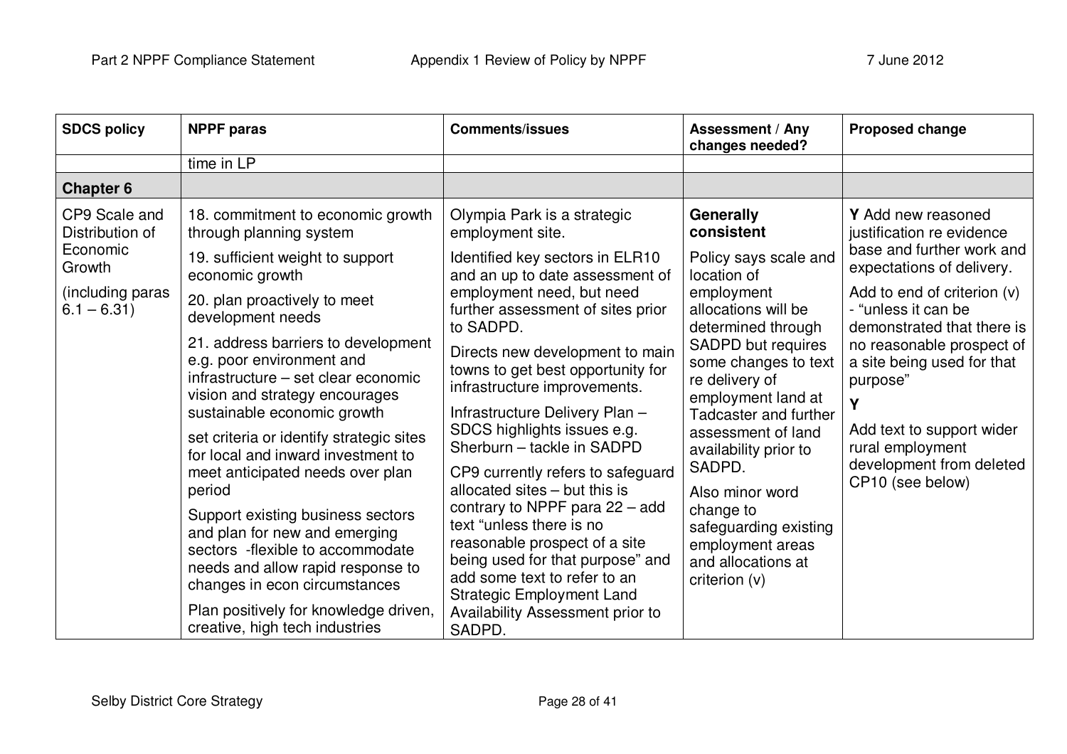| SDCS policy | NPPF paras | Comments/issues | Assessment / Any changes needed? | Proposed change |
|---|---|---|---|---|
| | time in LP | | | |
| **Chapter 6** | | | | |
| CP9 Scale and Distribution of Economic Growth<br><br>(including paras 6.1 – 6.31) | 18. commitment to economic growth through planning system<br><br>19. sufficient weight to support economic growth<br><br>20. plan proactively to meet development needs<br><br>21. address barriers to development e.g. poor environment and infrastructure – set clear economic vision and strategy encourages sustainable economic growth<br><br>set criteria or identify strategic sites for local and inward investment to meet anticipated needs over plan period<br><br>Support existing business sectors and plan for new and emerging sectors -flexible to accommodate needs and allow rapid response to changes in econ circumstances<br><br>Plan positively for knowledge driven, creative, high tech industries | Olympia Park is a strategic employment site.<br><br>Identified key sectors in ELR10 and an up to date assessment of employment need, but need further assessment of sites prior to SADPD.<br><br>Directs new development to main towns to get best opportunity for infrastructure improvements.<br><br>Infrastructure Delivery Plan – SDCS highlights issues e.g. Sherburn – tackle in SADPD<br><br>CP9 currently refers to safeguard allocated sites – but this is contrary to NPPF para 22 – add text "unless there is no reasonable prospect of a site being used for that purpose" and add some text to refer to an Strategic Employment Land Availability Assessment prior to SADPD. | **Generally consistent**<br><br>Policy says scale and location of employment allocations will be determined through SADPD but requires some changes to text re delivery of employment land at Tadcaster and further assessment of land availability prior to SADPD.<br><br>Also minor word change to safeguarding existing employment areas and allocations at criterion (v) | **Y** Add new reasoned justification re evidence base and further work and expectations of delivery.<br><br>Add to end of criterion (v) - "unless it can be demonstrated that there is no reasonable prospect of a site being used for that purpose"<br><br>**Y**<br><br>Add text to support wider rural employment development from deleted CP10 (see below) |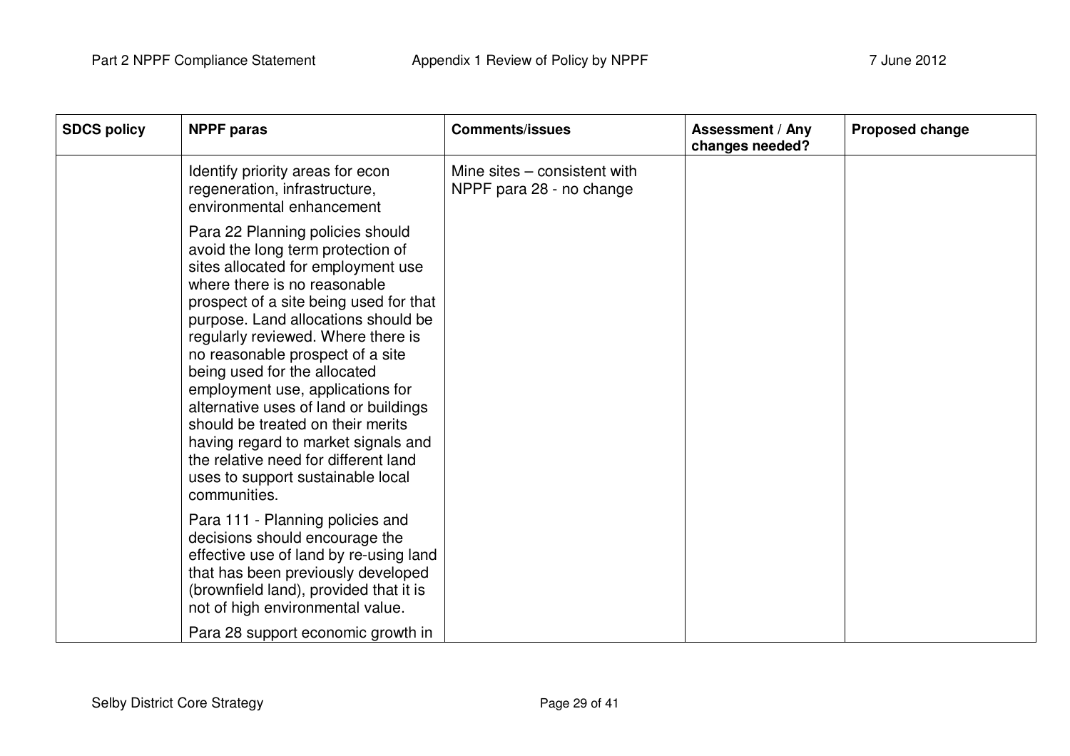| SDCS policy | NPPF paras | Comments/issues | Assessment / Any changes needed? | Proposed change |
|---|---|---|---|---|
| | Identify priority areas for econ regeneration, infrastructure, environmental enhancement<br><br>Para 22 Planning policies should avoid the long term protection of sites allocated for employment use where there is no reasonable prospect of a site being used for that purpose. Land allocations should be regularly reviewed. Where there is no reasonable prospect of a site being used for the allocated employment use, applications for alternative uses of land or buildings should be treated on their merits having regard to market signals and the relative need for different land uses to support sustainable local communities.<br><br>Para 111 - Planning policies and decisions should encourage the effective use of land by re-using land that has been previously developed (brownfield land), provided that it is not of high environmental value.<br><br>Para 28 support economic growth in | Mine sites – consistent with NPPF para 28 - no change | | |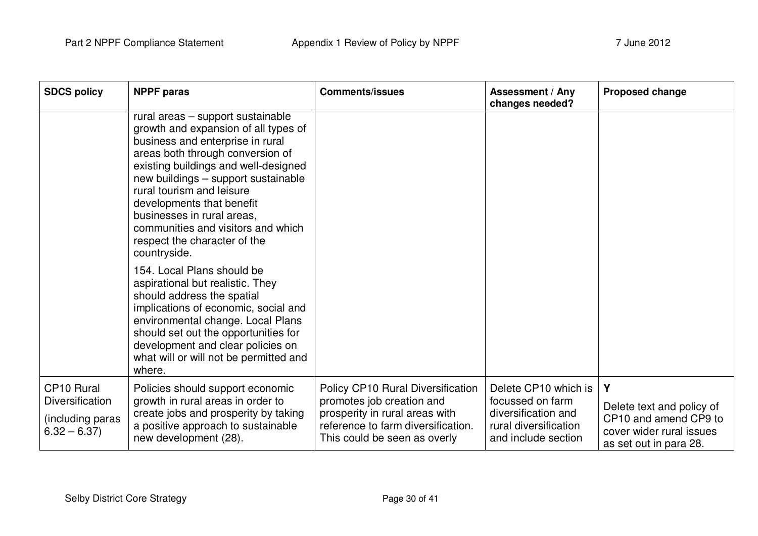| SDCS policy | NPPF paras | Comments/issues | Assessment / Any changes needed? | Proposed change |
|---|---|---|---|---|
| | rural areas – support sustainable growth and expansion of all types of business and enterprise in rural areas both through conversion of existing buildings and well-designed new buildings – support sustainable rural tourism and leisure developments that benefit businesses in rural areas, communities and visitors and which respect the character of the countryside.<br><br>154. Local Plans should be aspirational but realistic. They should address the spatial implications of economic, social and environmental change. Local Plans should set out the opportunities for development and clear policies on what will or will not be permitted and where. | | | |
| CP10 Rural Diversification<br><br>(including paras 6.32 – 6.37) | Policies should support economic growth in rural areas in order to create jobs and prosperity by taking a positive approach to sustainable new development (28). | Policy CP10 Rural Diversification promotes job creation and prosperity in rural areas with reference to farm diversification. This could be seen as overly | Delete CP10 which is focussed on farm diversification and rural diversification and include section | **Y**<br><br>Delete text and policy of CP10 and amend CP9 to cover wider rural issues as set out in para 28. |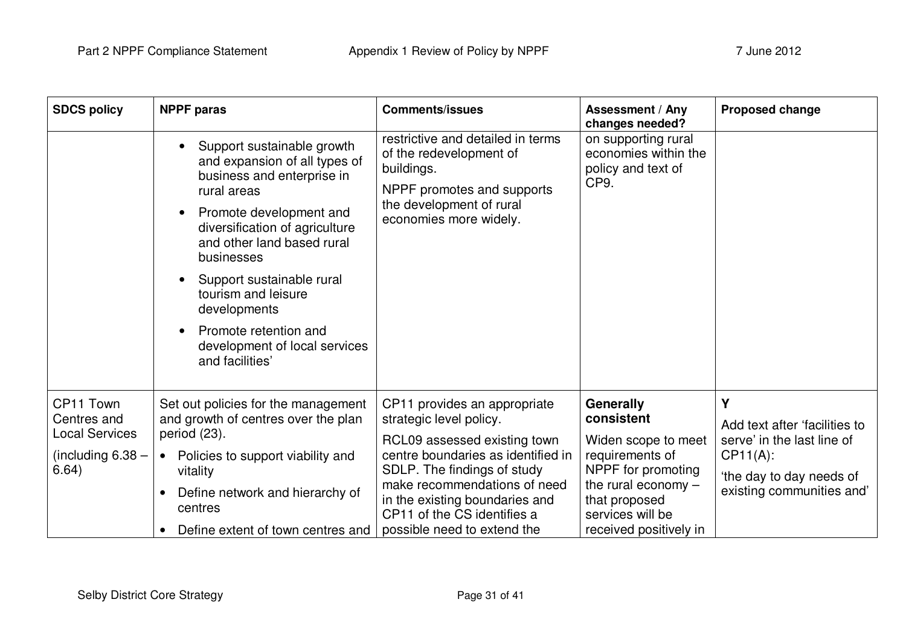| SDCS policy | NPPF paras | Comments/issues | Assessment / Any changes needed? | Proposed change |
|---|---|---|---|---|
| | • Support sustainable growth and expansion of all types of business and enterprise in rural areas<br>• Promote development and diversification of agriculture and other land based rural businesses<br>• Support sustainable rural tourism and leisure developments<br>• Promote retention and development of local services and facilities' | restrictive and detailed in terms of the redevelopment of buildings.<br>NPPF promotes and supports the development of rural economies more widely. | on supporting rural economies within the policy and text of CP9. | |
| CP11 Town Centres and Local Services<br>(including 6.38 – 6.64) | Set out policies for the management and growth of centres over the plan period (23).<br>• Policies to support viability and vitality<br>• Define network and hierarchy of centres<br>• Define extent of town centres and | CP11 provides an appropriate strategic level policy.<br>RCL09 assessed existing town centre boundaries as identified in SDLP. The findings of study make recommendations of need in the existing boundaries and CP11 of the CS identifies a possible need to extend the | **Generally consistent**<br>Widen scope to meet requirements of NPPF for promoting the rural economy – that proposed services will be received positively in | **Y**<br>Add text after 'facilities to serve' in the last line of CP11(A):<br>'the day to day needs of existing communities and' |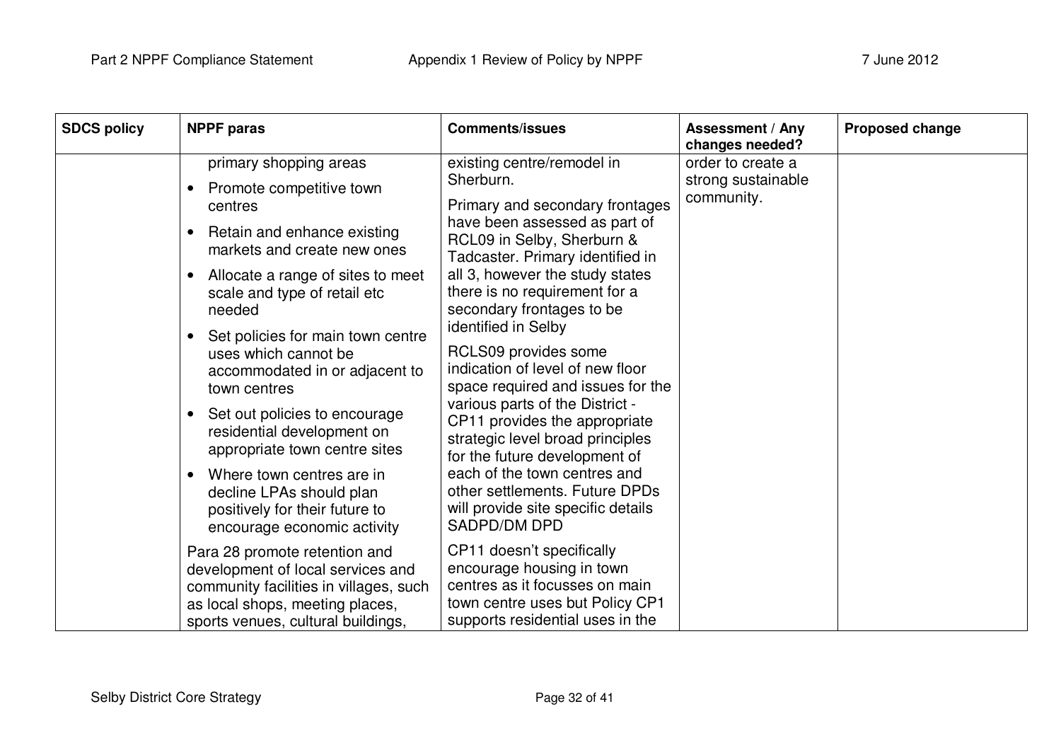| SDCS policy | NPPF paras | Comments/issues | Assessment / Any changes needed? | Proposed change |
|---|---|---|---|---|
| | primary shopping areas<br>• Promote competitive town centres<br>• Retain and enhance existing markets and create new ones<br>• Allocate a range of sites to meet scale and type of retail etc needed<br>• Set policies for main town centre uses which cannot be accommodated in or adjacent to town centres<br>• Set out policies to encourage residential development on appropriate town centre sites<br>• Where town centres are in decline LPAs should plan positively for their future to encourage economic activity<br><br>Para 28 promote retention and development of local services and community facilities in villages, such as local shops, meeting places, sports venues, cultural buildings, | existing centre/remodel in Sherburn.<br><br>Primary and secondary frontages have been assessed as part of RCL09 in Selby, Sherburn & Tadcaster. Primary identified in all 3, however the study states there is no requirement for a secondary frontages to be identified in Selby<br><br>RCLS09 provides some indication of level of new floor space required and issues for the various parts of the District - CP11 provides the appropriate strategic level broad principles for the future development of each of the town centres and other settlements. Future DPDs will provide site specific details SADPD/DM DPD<br><br>CP11 doesn't specifically encourage housing in town centres as it focusses on main town centre uses but Policy CP1 supports residential uses in the | order to create a strong sustainable community. | |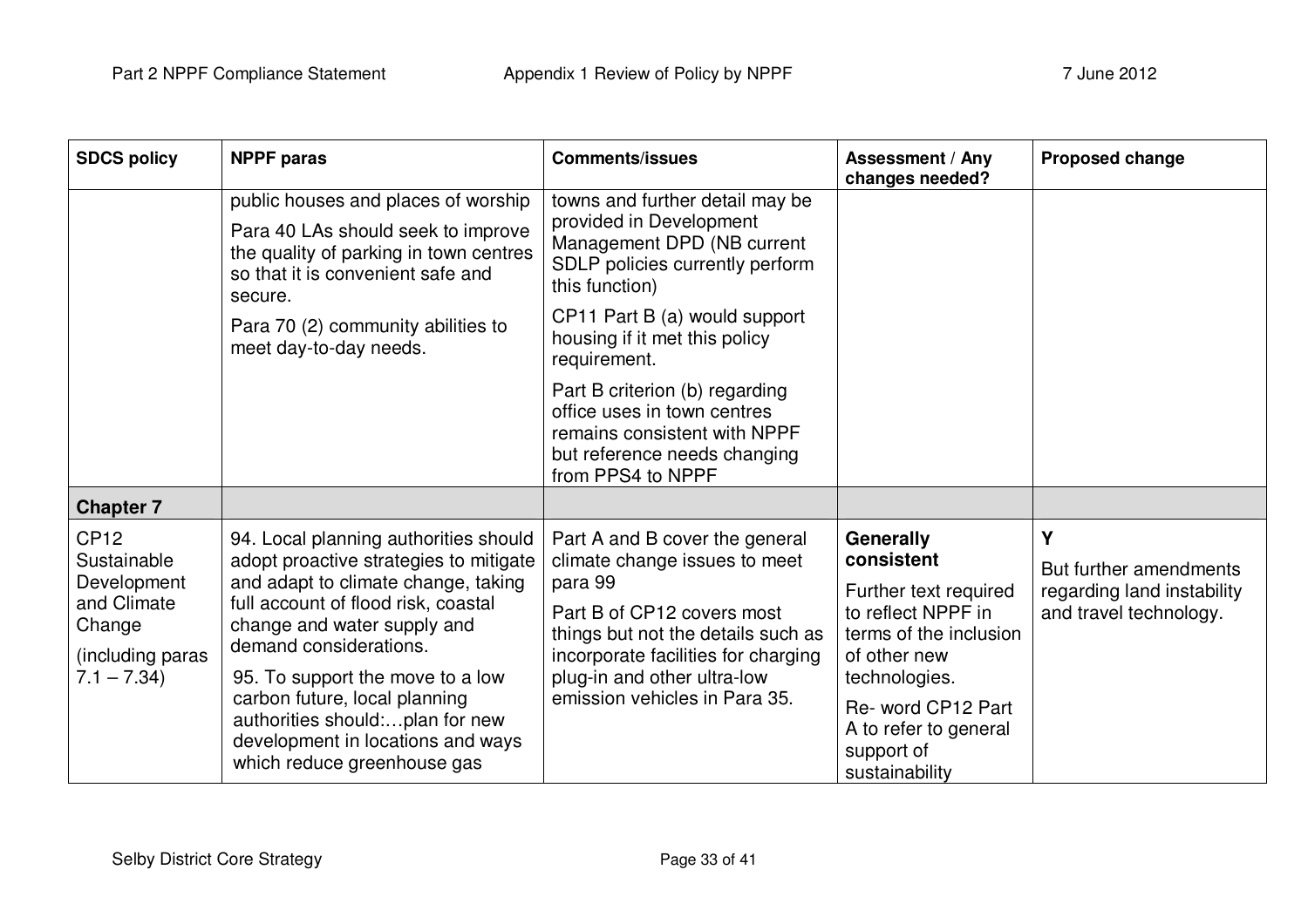| SDCS policy | NPPF paras | Comments/issues | Assessment / Any changes needed? | Proposed change |
|---|---|---|---|---|
| | public houses and places of worship<br><br>Para 40 LAs should seek to improve the quality of parking in town centres so that it is convenient safe and secure.<br><br>Para 70 (2) community abilities to meet day-to-day needs. | towns and further detail may be provided in Development Management DPD (NB current SDLP policies currently perform this function)<br><br>CP11 Part B (a) would support housing if it met this policy requirement.<br><br>Part B criterion (b) regarding office uses in town centres remains consistent with NPPF but reference needs changing from PPS4 to NPPF | | |
| **Chapter 7** | | | | |
| CP12 Sustainable Development and Climate Change<br><br>(including paras 7.1 – 7.34) | 94. Local planning authorities should adopt proactive strategies to mitigate and adapt to climate change, taking full account of flood risk, coastal change and water supply and demand considerations.<br><br>95. To support the move to a low carbon future, local planning authorities should:…plan for new development in locations and ways which reduce greenhouse gas | Part A and B cover the general climate change issues to meet para 99<br><br>Part B of CP12 covers most things but not the details such as incorporate facilities for charging plug-in and other ultra-low emission vehicles in Para 35. | **Generally consistent**<br><br>Further text required to reflect NPPF in terms of the inclusion of other new technologies.<br><br>Re- word CP12 Part A to refer to general support of sustainability | **Y**<br><br>But further amendments regarding land instability and travel technology. |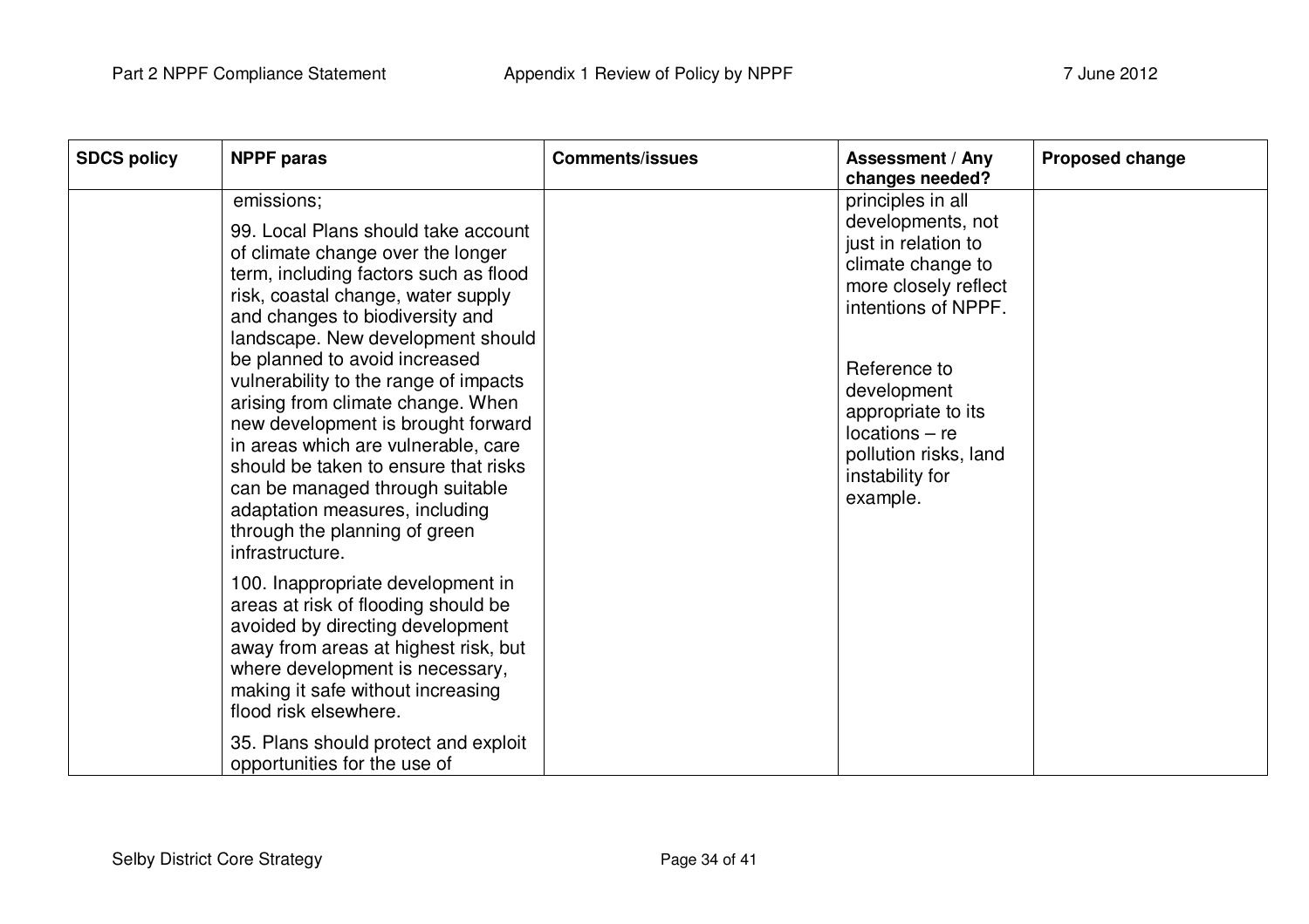| SDCS policy | NPPF paras | Comments/issues | Assessment / Any changes needed? | Proposed change |
|---|---|---|---|---|
| | emissions;<br><br>99. Local Plans should take account of climate change over the longer term, including factors such as flood risk, coastal change, water supply and changes to biodiversity and landscape. New development should be planned to avoid increased vulnerability to the range of impacts arising from climate change. When new development is brought forward in areas which are vulnerable, care should be taken to ensure that risks can be managed through suitable adaptation measures, including through the planning of green infrastructure.<br><br>100. Inappropriate development in areas at risk of flooding should be avoided by directing development away from areas at highest risk, but where development is necessary, making it safe without increasing flood risk elsewhere.<br><br>35. Plans should protect and exploit opportunities for the use of | | principles in all developments, not just in relation to climate change to more closely reflect intentions of NPPF.<br><br>Reference to development appropriate to its locations – re pollution risks, land instability for example. | |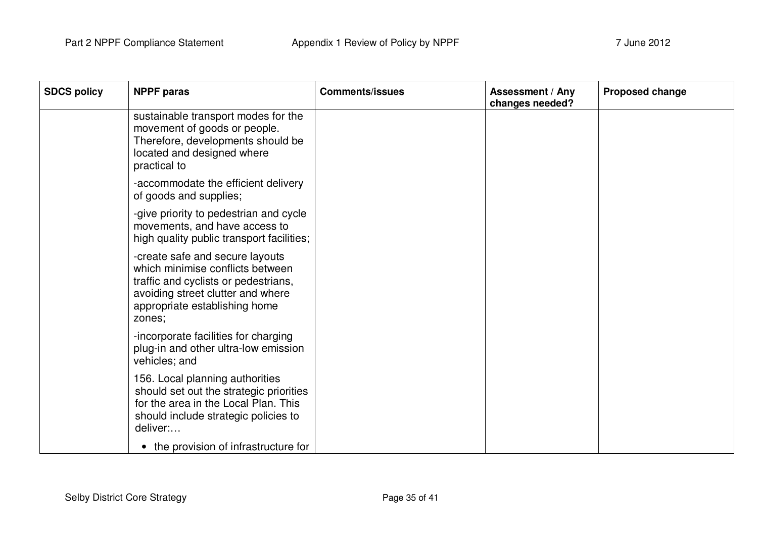| SDCS policy | NPPF paras | Comments/issues | Assessment / Any changes needed? | Proposed change |
|---|---|---|---|---|
| | sustainable transport modes for the movement of goods or people. Therefore, developments should be located and designed where practical to<br><br>-accommodate the efficient delivery of goods and supplies;<br><br>-give priority to pedestrian and cycle movements, and have access to high quality public transport facilities;<br><br>-create safe and secure layouts which minimise conflicts between traffic and cyclists or pedestrians, avoiding street clutter and where appropriate establishing home zones;<br><br>-incorporate facilities for charging plug-in and other ultra-low emission vehicles; and<br><br>156. Local planning authorities should set out the strategic priorities for the area in the Local Plan. This should include strategic policies to deliver:…<br><br>• the provision of infrastructure for | | | |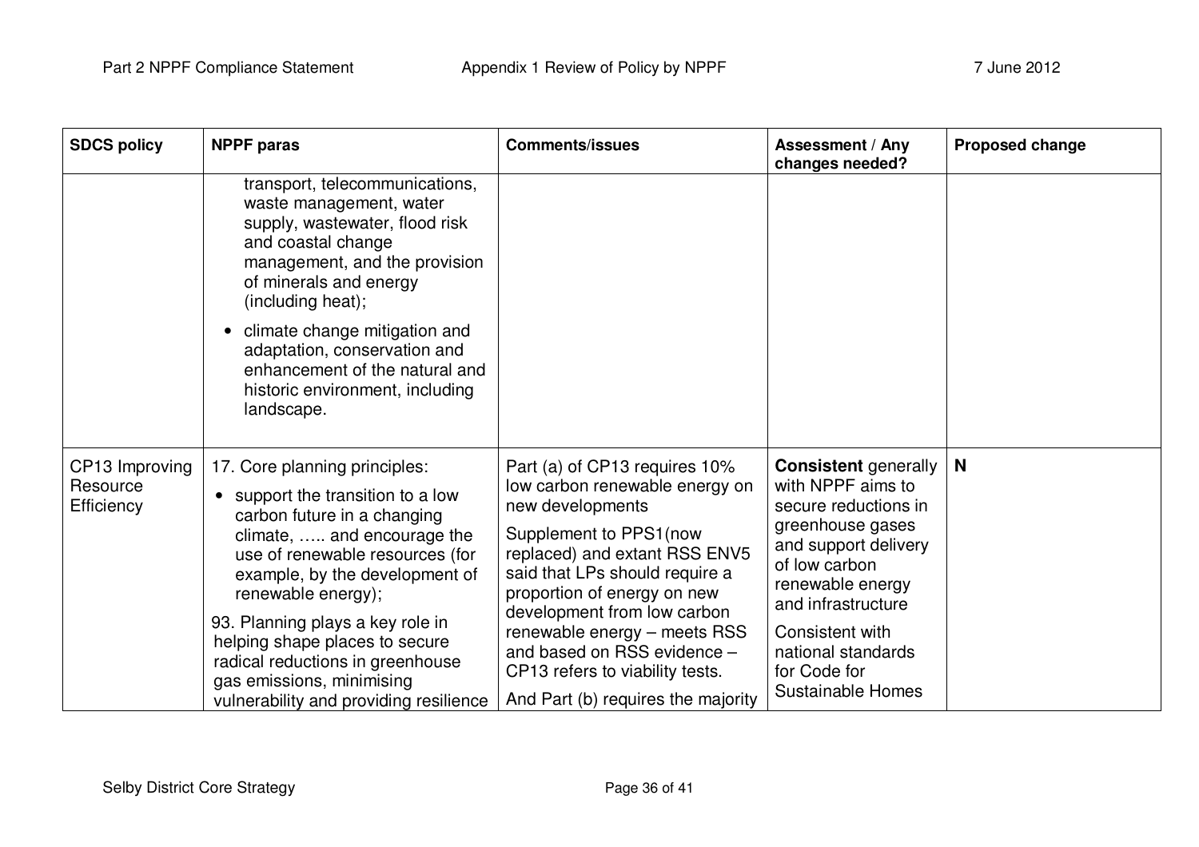| SDCS policy | NPPF paras | Comments/issues | Assessment / Any changes needed? | Proposed change |
|---|---|---|---|---|
| | transport, telecommunications, waste management, water supply, wastewater, flood risk and coastal change management, and the provision of minerals and energy (including heat);<br>• climate change mitigation and adaptation, conservation and enhancement of the natural and historic environment, including landscape. | | | |
| CP13 Improving Resource Efficiency | 17. Core planning principles:<br>• support the transition to a low carbon future in a changing climate, ….. and encourage the use of renewable resources (for example, by the development of renewable energy);<br>93. Planning plays a key role in helping shape places to secure radical reductions in greenhouse gas emissions, minimising vulnerability and providing resilience | Part (a) of CP13 requires 10% low carbon renewable energy on new developments<br>Supplement to PPS1(now replaced) and extant RSS ENV5 said that LPs should require a proportion of energy on new development from low carbon renewable energy – meets RSS and based on RSS evidence – CP13 refers to viability tests.<br>And Part (b) requires the majority | **Consistent** generally with NPPF aims to secure reductions in greenhouse gases and support delivery of low carbon renewable energy and infrastructure<br>Consistent with national standards for Code for Sustainable Homes | **N** |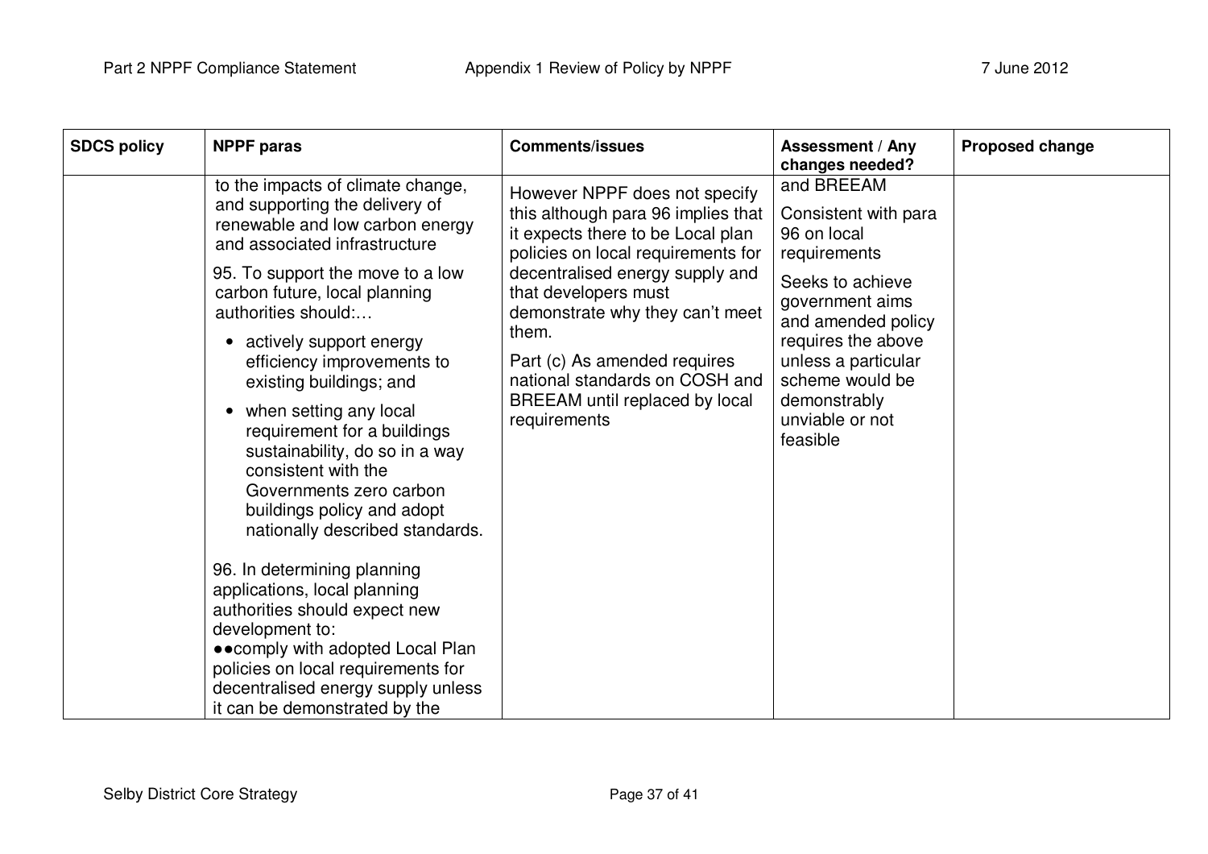| SDCS policy | NPPF paras | Comments/issues | Assessment / Any changes needed? | Proposed change |
|---|---|---|---|---|
| | to the impacts of climate change, and supporting the delivery of renewable and low carbon energy and associated infrastructure<br><br>95. To support the move to a low carbon future, local planning authorities should:…<br><br>• actively support energy efficiency improvements to existing buildings; and<br><br>• when setting any local requirement for a buildings sustainability, do so in a way consistent with the Governments zero carbon buildings policy and adopt nationally described standards.<br><br>96. In determining planning applications, local planning authorities should expect new development to:<br>●●comply with adopted Local Plan policies on local requirements for decentralised energy supply unless it can be demonstrated by the | However NPPF does not specify this although para 96 implies that it expects there to be Local plan policies on local requirements for decentralised energy supply and that developers must demonstrate why they can't meet them.<br><br>Part (c) As amended requires national standards on COSH and BREEAM until replaced by local requirements | and BREEAM<br><br>Consistent with para 96 on local requirements<br><br>Seeks to achieve government aims and amended policy requires the above unless a particular scheme would be demonstrably unviable or not feasible | |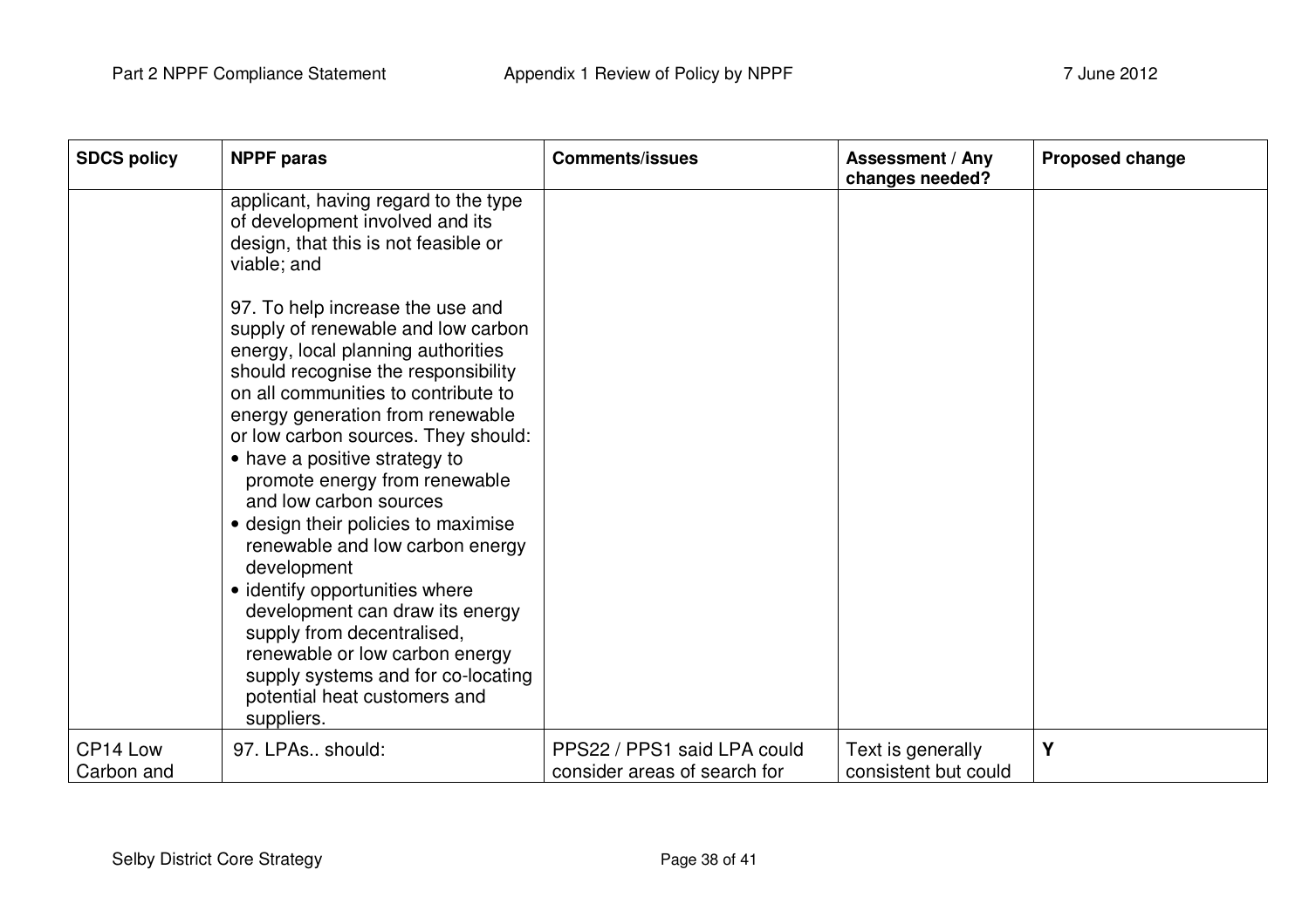| SDCS policy | NPPF paras | Comments/issues | Assessment / Any changes needed? | Proposed change |
|---|---|---|---|---|
| | applicant, having regard to the type of development involved and its design, that this is not feasible or viable; and<br><br>97. To help increase the use and supply of renewable and low carbon energy, local planning authorities should recognise the responsibility on all communities to contribute to energy generation from renewable or low carbon sources. They should:<br>• have a positive strategy to promote energy from renewable and low carbon sources<br>• design their policies to maximise renewable and low carbon energy development<br>• identify opportunities where development can draw its energy supply from decentralised, renewable or low carbon energy supply systems and for co-locating potential heat customers and suppliers. | | | |
| CP14 Low Carbon and | 97. LPAs.. should: | PPS22 / PPS1 said LPA could consider areas of search for | Text is generally consistent but could | Y |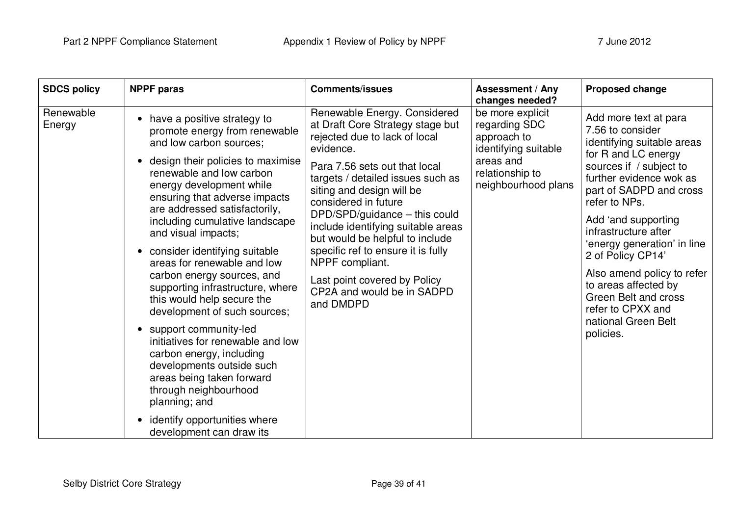| SDCS policy | NPPF paras | Comments/issues | Assessment / Any changes needed? | Proposed change |
|---|---|---|---|---|
| Renewable Energy | • have a positive strategy to promote energy from renewable and low carbon sources;<br>• design their policies to maximise renewable and low carbon energy development while ensuring that adverse impacts are addressed satisfactorily, including cumulative landscape and visual impacts;<br>• consider identifying suitable areas for renewable and low carbon energy sources, and supporting infrastructure, where this would help secure the development of such sources;<br>• support community-led initiatives for renewable and low carbon energy, including developments outside such areas being taken forward through neighbourhood planning; and<br>• identify opportunities where development can draw its | Renewable Energy. Considered at Draft Core Strategy stage but rejected due to lack of local evidence.<br><br>Para 7.56 sets out that local targets / detailed issues such as siting and design will be considered in future DPD/SPD/guidance – this could include identifying suitable areas but would be helpful to include specific ref to ensure it is fully NPPF compliant.<br><br>Last point covered by Policy CP2A and would be in SADPD and DMDPD | be more explicit regarding SDC approach to identifying suitable areas and relationship to neighbourhood plans | Add more text at para 7.56 to consider identifying suitable areas for R and LC energy sources if / subject to further evidence wok as part of SADPD and cross refer to NPs.<br><br>Add 'and supporting infrastructure after 'energy generation' in line 2 of Policy CP14'<br><br>Also amend policy to refer to areas affected by Green Belt and cross refer to CPXX and national Green Belt policies. |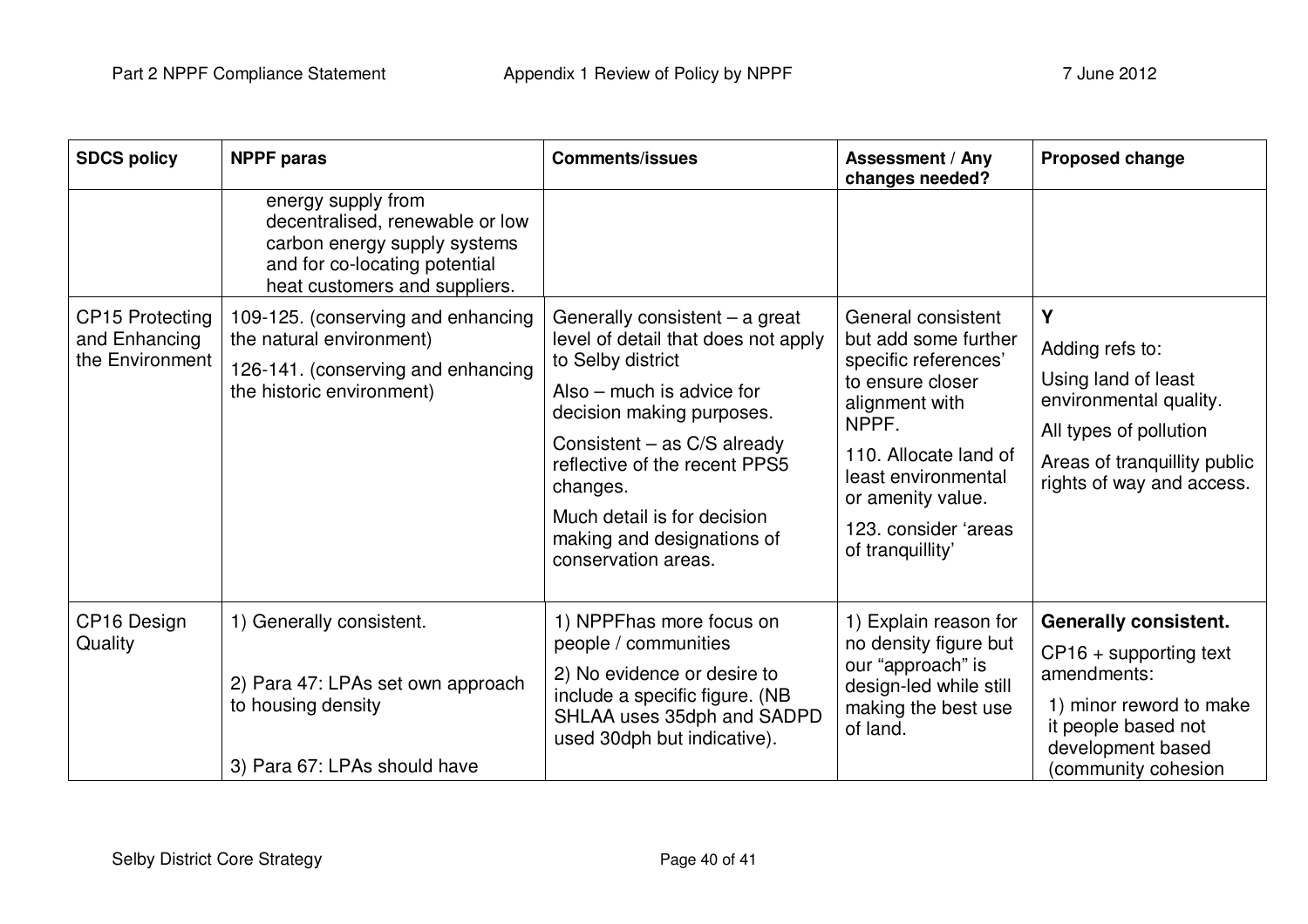| SDCS policy | NPPF paras | Comments/issues | Assessment / Any changes needed? | Proposed change |
|---|---|---|---|---|
| | energy supply from decentralised, renewable or low carbon energy supply systems and for co-locating potential heat customers and suppliers. | | | |
| CP15 Protecting and Enhancing the Environment | 109-125. (conserving and enhancing the natural environment)<br><br>126-141. (conserving and enhancing the historic environment) | Generally consistent – a great level of detail that does not apply to Selby district<br><br>Also – much is advice for decision making purposes.<br><br>Consistent – as C/S already reflective of the recent PPS5 changes.<br><br>Much detail is for decision making and designations of conservation areas. | General consistent but add some further specific references' to ensure closer alignment with NPPF.<br><br>110. Allocate land of least environmental or amenity value.<br><br>123. consider 'areas of tranquillity' | **Y**<br><br>Adding refs to:<br><br>Using land of least environmental quality.<br><br>All types of pollution<br><br>Areas of tranquillity public rights of way and access. |
| CP16 Design Quality | 1) Generally consistent.<br><br>2) Para 47: LPAs set own approach to housing density<br><br>3) Para 67: LPAs should have | 1) NPPFhas more focus on people / communities<br><br>2) No evidence or desire to include a specific figure. (NB SHLAA uses 35dph and SADPD used 30dph but indicative). | 1) Explain reason for no density figure but our "approach" is design-led while still making the best use of land. | **Generally consistent.**<br><br>CP16 + supporting text amendments:<br><br>1) minor reword to make it people based not development based (community cohesion |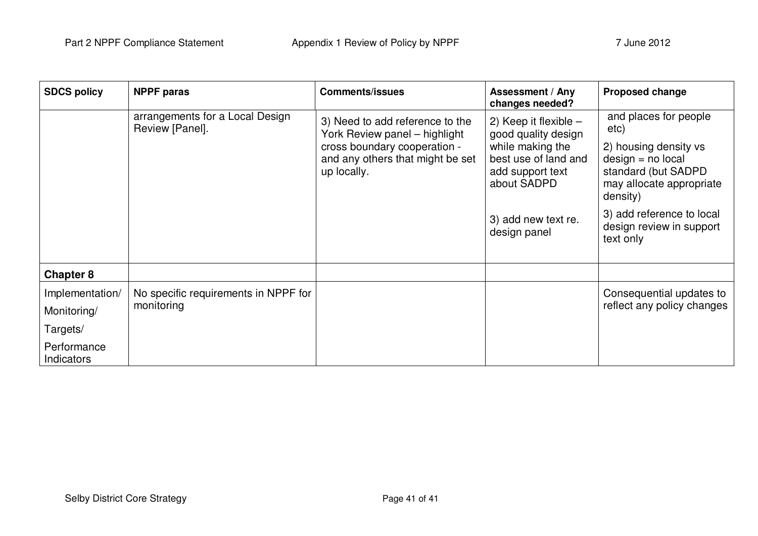| SDCS policy | NPPF paras | Comments/issues | Assessment / Any changes needed? | Proposed change |
|---|---|---|---|---|
| | arrangements for a Local Design Review [Panel]. | 3) Need to add reference to the York Review panel – highlight cross boundary cooperation - and any others that might be set up locally. | 2) Keep it flexible – good quality design while making the best use of land and add support text about SADPD<br><br>3) add new text re. design panel | and places for people etc)<br><br>2) housing density vs design = no local standard (but SADPD may allocate appropriate density)<br><br>3) add reference to local design review in support text only |
| **Chapter 8** | | | | |
| Implementation/<br>Monitoring/<br>Targets/<br>Performance Indicators | No specific requirements in NPPF for monitoring | | | Consequential updates to reflect any policy changes |